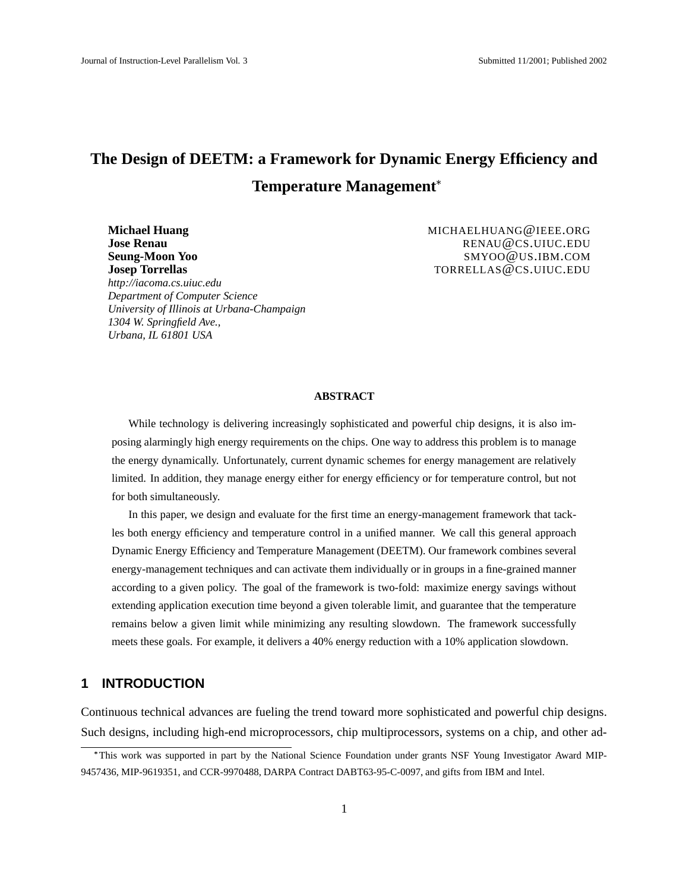# The Design of DEETM: a Framework for Dynamic Energy Efficiency and Temperature Management*

**Michael Huang** MICHAELHUANG@IEEE.ORG
**Jose Renau** RENAU@CS.UIUC.EDU
**Seung-Moon Yoo** SMYOO@US.IBM.COM
**Josep Torrellas** TORRELLAS@CS.UIUC.EDU

*http://iacoma.cs.uiuc.edu*
*Department of Computer Science*
*University of Illinois at Urbana-Champaign*
*1304 W. Springfield Ave.,*
*Urbana, IL 61801 USA*

**ABSTRACT**

While technology is delivering increasingly sophisticated and powerful chip designs, it is also imposing alarmingly high energy requirements on the chips. One way to address this problem is to manage the energy dynamically. Unfortunately, current dynamic schemes for energy management are relatively limited. In addition, they manage energy either for energy efficiency or for temperature control, but not for both simultaneously.

In this paper, we design and evaluate for the first time an energy-management framework that tackles both energy efficiency and temperature control in a unified manner. We call this general approach Dynamic Energy Efficiency and Temperature Management (DEETM). Our framework combines several energy-management techniques and can activate them individually or in groups in a fine-grained manner according to a given policy. The goal of the framework is two-fold: maximize energy savings without extending application execution time beyond a given tolerable limit, and guarantee that the temperature remains below a given limit while minimizing any resulting slowdown. The framework successfully meets these goals. For example, it delivers a 40% energy reduction with a 10% application slowdown.

## 1 INTRODUCTION

Continuous technical advances are fueling the trend toward more sophisticated and powerful chip designs. Such designs, including high-end microprocessors, chip multiprocessors, systems on a chip, and other ad-

*This work was supported in part by the National Science Foundation under grants NSF Young Investigator Award MIP-9457436, MIP-9619351, and CCR-9970488, DARPA Contract DABT63-95-C-0097, and gifts from IBM and Intel.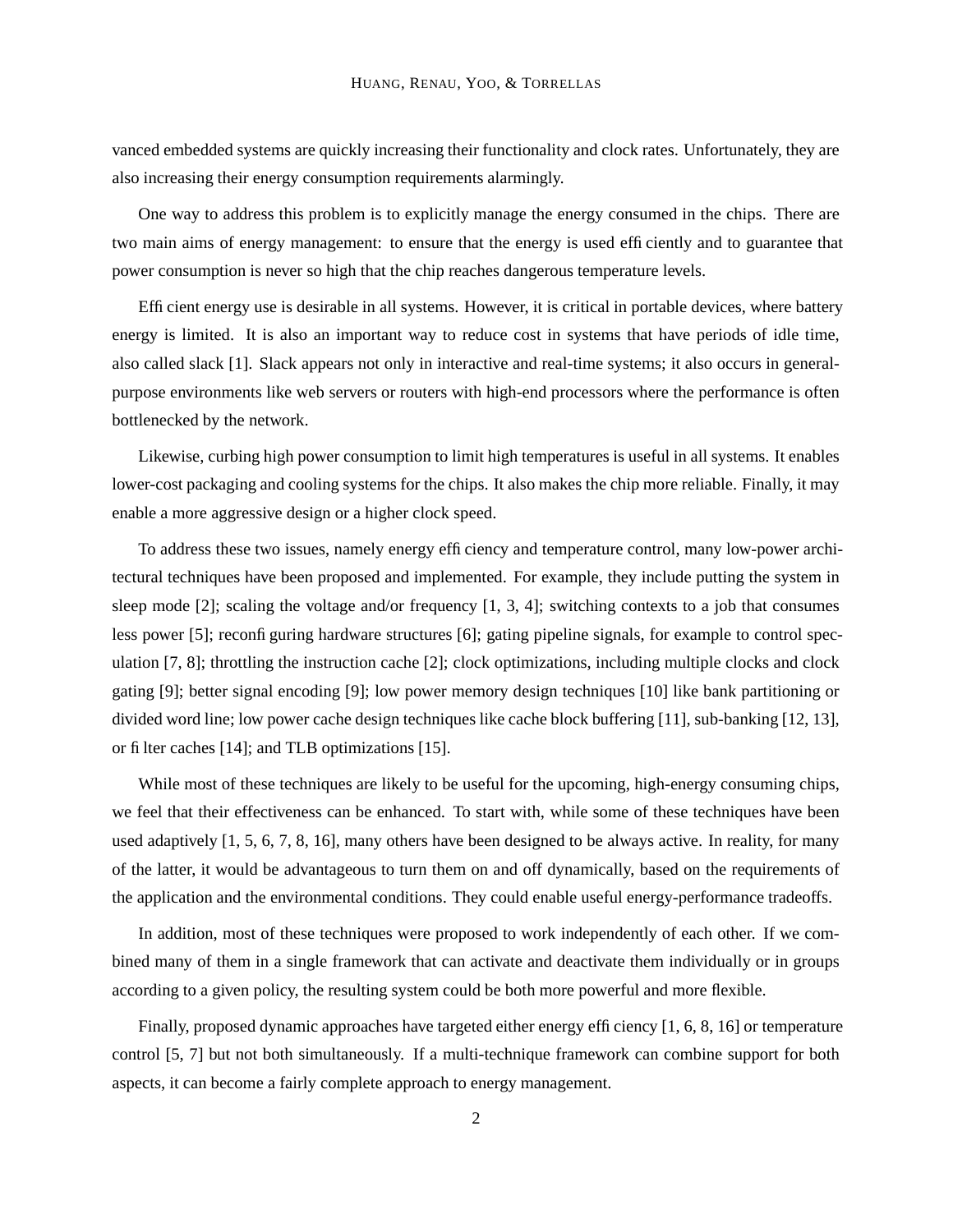vanced embedded systems are quickly increasing their functionality and clock rates. Unfortunately, they are also increasing their energy consumption requirements alarmingly.

One way to address this problem is to explicitly manage the energy consumed in the chips. There are two main aims of energy management: to ensure that the energy is used efficiently and to guarantee that power consumption is never so high that the chip reaches dangerous temperature levels.

Efficient energy use is desirable in all systems. However, it is critical in portable devices, where battery energy is limited. It is also an important way to reduce cost in systems that have periods of idle time, also called slack [1]. Slack appears not only in interactive and real-time systems; it also occurs in general-purpose environments like web servers or routers with high-end processors where the performance is often bottlenecked by the network.

Likewise, curbing high power consumption to limit high temperatures is useful in all systems. It enables lower-cost packaging and cooling systems for the chips. It also makes the chip more reliable. Finally, it may enable a more aggressive design or a higher clock speed.

To address these two issues, namely energy efficiency and temperature control, many low-power architectural techniques have been proposed and implemented. For example, they include putting the system in sleep mode [2]; scaling the voltage and/or frequency [1, 3, 4]; switching contexts to a job that consumes less power [5]; reconfiguring hardware structures [6]; gating pipeline signals, for example to control speculation [7, 8]; throttling the instruction cache [2]; clock optimizations, including multiple clocks and clock gating [9]; better signal encoding [9]; low power memory design techniques [10] like bank partitioning or divided word line; low power cache design techniques like cache block buffering [11], sub-banking [12, 13], or filter caches [14]; and TLB optimizations [15].

While most of these techniques are likely to be useful for the upcoming, high-energy consuming chips, we feel that their effectiveness can be enhanced. To start with, while some of these techniques have been used adaptively [1, 5, 6, 7, 8, 16], many others have been designed to be always active. In reality, for many of the latter, it would be advantageous to turn them on and off dynamically, based on the requirements of the application and the environmental conditions. They could enable useful energy-performance tradeoffs.

In addition, most of these techniques were proposed to work independently of each other. If we combined many of them in a single framework that can activate and deactivate them individually or in groups according to a given policy, the resulting system could be both more powerful and more flexible.

Finally, proposed dynamic approaches have targeted either energy efficiency [1, 6, 8, 16] or temperature control [5, 7] but not both simultaneously. If a multi-technique framework can combine support for both aspects, it can become a fairly complete approach to energy management.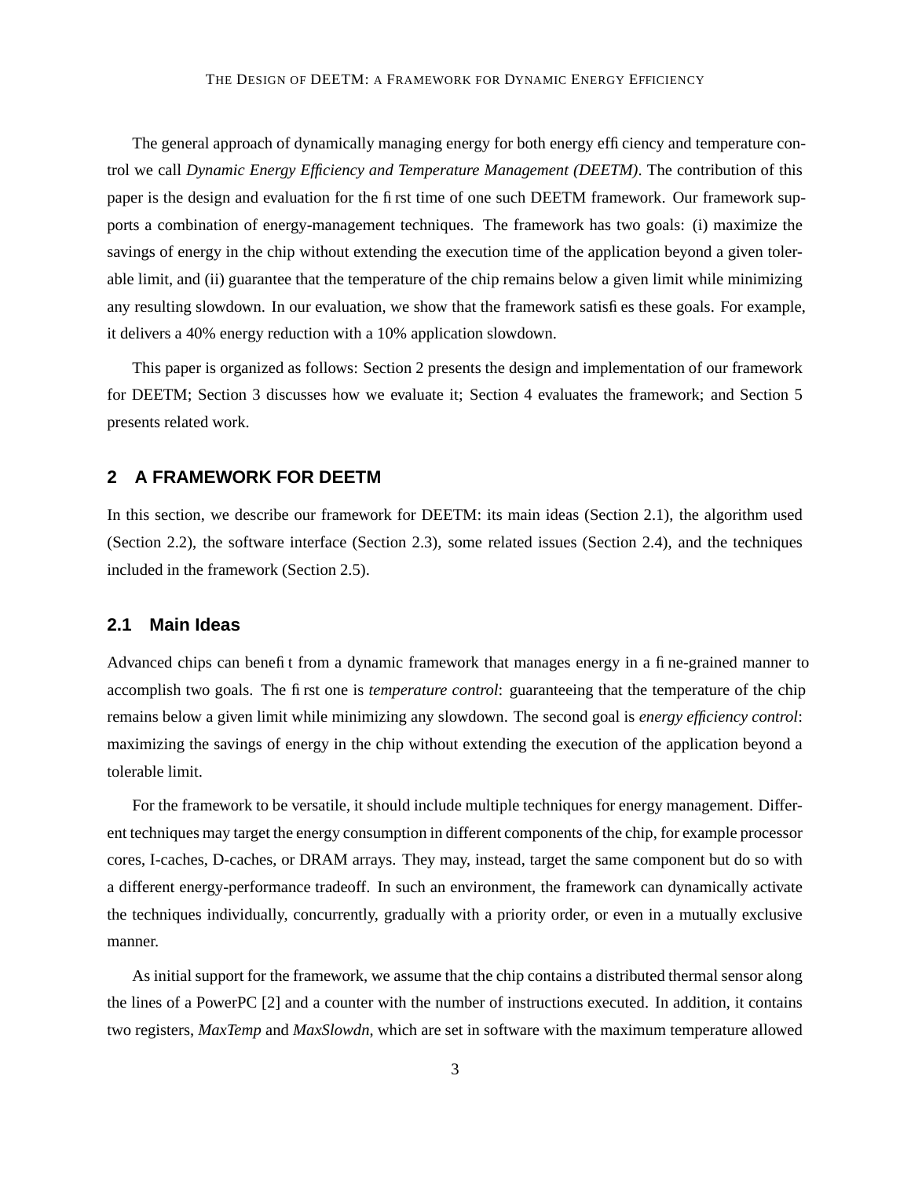The general approach of dynamically managing energy for both energy efficiency and temperature control we call *Dynamic Energy Efficiency and Temperature Management (DEETM)*. The contribution of this paper is the design and evaluation for the first time of one such DEETM framework. Our framework supports a combination of energy-management techniques. The framework has two goals: (i) maximize the savings of energy in the chip without extending the execution time of the application beyond a given tolerable limit, and (ii) guarantee that the temperature of the chip remains below a given limit while minimizing any resulting slowdown. In our evaluation, we show that the framework satisfies these goals. For example, it delivers a 40% energy reduction with a 10% application slowdown.

This paper is organized as follows: Section 2 presents the design and implementation of our framework for DEETM; Section 3 discusses how we evaluate it; Section 4 evaluates the framework; and Section 5 presents related work.

## 2 A FRAMEWORK FOR DEETM

In this section, we describe our framework for DEETM: its main ideas (Section 2.1), the algorithm used (Section 2.2), the software interface (Section 2.3), some related issues (Section 2.4), and the techniques included in the framework (Section 2.5).

### 2.1 Main Ideas

Advanced chips can benefit from a dynamic framework that manages energy in a fine-grained manner to accomplish two goals. The first one is *temperature control*: guaranteeing that the temperature of the chip remains below a given limit while minimizing any slowdown. The second goal is *energy efficiency control*: maximizing the savings of energy in the chip without extending the execution of the application beyond a tolerable limit.

For the framework to be versatile, it should include multiple techniques for energy management. Different techniques may target the energy consumption in different components of the chip, for example processor cores, I-caches, D-caches, or DRAM arrays. They may, instead, target the same component but do so with a different energy-performance tradeoff. In such an environment, the framework can dynamically activate the techniques individually, concurrently, gradually with a priority order, or even in a mutually exclusive manner.

As initial support for the framework, we assume that the chip contains a distributed thermal sensor along the lines of a PowerPC [2] and a counter with the number of instructions executed. In addition, it contains two registers, *MaxTemp* and *MaxSlowdn*, which are set in software with the maximum temperature allowed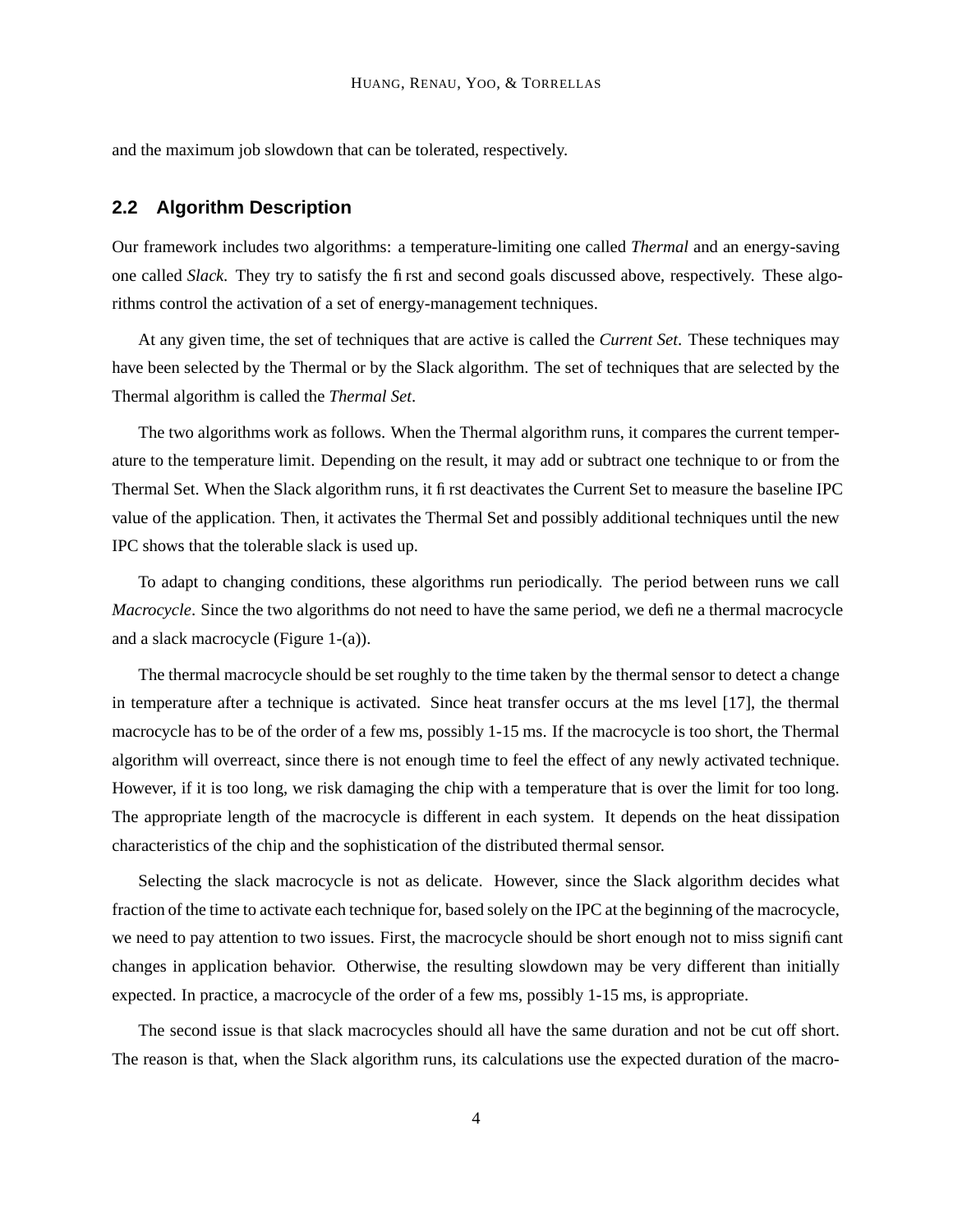and the maximum job slowdown that can be tolerated, respectively.

## 2.2 Algorithm Description

Our framework includes two algorithms: a temperature-limiting one called *Thermal* and an energy-saving one called *Slack*. They try to satisfy the first and second goals discussed above, respectively. These algorithms control the activation of a set of energy-management techniques.

At any given time, the set of techniques that are active is called the *Current Set*. These techniques may have been selected by the Thermal or by the Slack algorithm. The set of techniques that are selected by the Thermal algorithm is called the *Thermal Set*.

The two algorithms work as follows. When the Thermal algorithm runs, it compares the current temperature to the temperature limit. Depending on the result, it may add or subtract one technique to or from the Thermal Set. When the Slack algorithm runs, it first deactivates the Current Set to measure the baseline IPC value of the application. Then, it activates the Thermal Set and possibly additional techniques until the new IPC shows that the tolerable slack is used up.

To adapt to changing conditions, these algorithms run periodically. The period between runs we call *Macrocycle*. Since the two algorithms do not need to have the same period, we define a thermal macrocycle and a slack macrocycle (Figure 1-(a)).

The thermal macrocycle should be set roughly to the time taken by the thermal sensor to detect a change in temperature after a technique is activated. Since heat transfer occurs at the ms level [17], the thermal macrocycle has to be of the order of a few ms, possibly 1-15 ms. If the macrocycle is too short, the Thermal algorithm will overreact, since there is not enough time to feel the effect of any newly activated technique. However, if it is too long, we risk damaging the chip with a temperature that is over the limit for too long. The appropriate length of the macrocycle is different in each system. It depends on the heat dissipation characteristics of the chip and the sophistication of the distributed thermal sensor.

Selecting the slack macrocycle is not as delicate. However, since the Slack algorithm decides what fraction of the time to activate each technique for, based solely on the IPC at the beginning of the macrocycle, we need to pay attention to two issues. First, the macrocycle should be short enough not to miss significant changes in application behavior. Otherwise, the resulting slowdown may be very different than initially expected. In practice, a macrocycle of the order of a few ms, possibly 1-15 ms, is appropriate.

The second issue is that slack macrocycles should all have the same duration and not be cut off short. The reason is that, when the Slack algorithm runs, its calculations use the expected duration of the macro-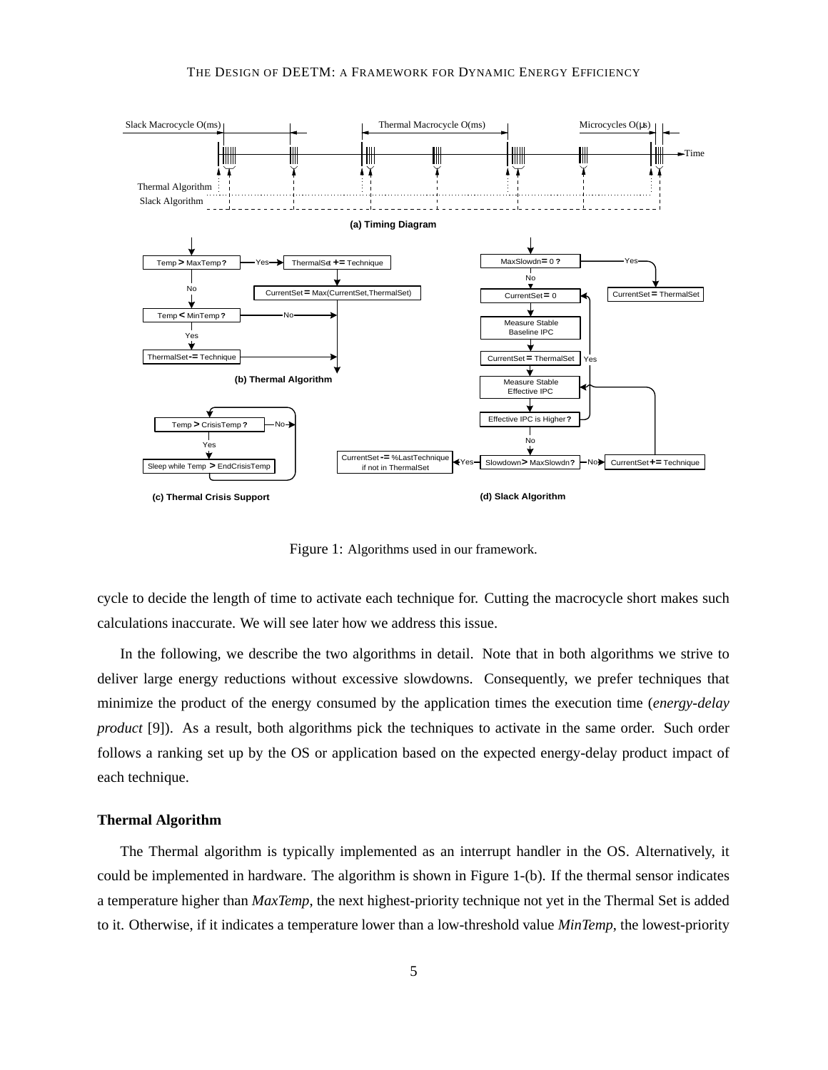Figure 1: Algorithms used in our framework.

cycle to decide the length of time to activate each technique for. Cutting the macrocycle short makes such calculations inaccurate. We will see later how we address this issue.

In the following, we describe the two algorithms in detail. Note that in both algorithms we strive to deliver large energy reductions without excessive slowdowns. Consequently, we prefer techniques that minimize the product of the energy consumed by the application times the execution time (*energy-delay product* [9]). As a result, both algorithms pick the techniques to activate in the same order. Such order follows a ranking set up by the OS or application based on the expected energy-delay product impact of each technique.

### Thermal Algorithm

The Thermal algorithm is typically implemented as an interrupt handler in the OS. Alternatively, it could be implemented in hardware. The algorithm is shown in Figure 1-(b). If the thermal sensor indicates a temperature higher than *MaxTemp*, the next highest-priority technique not yet in the Thermal Set is added to it. Otherwise, if it indicates a temperature lower than a low-threshold value *MinTemp*, the lowest-priority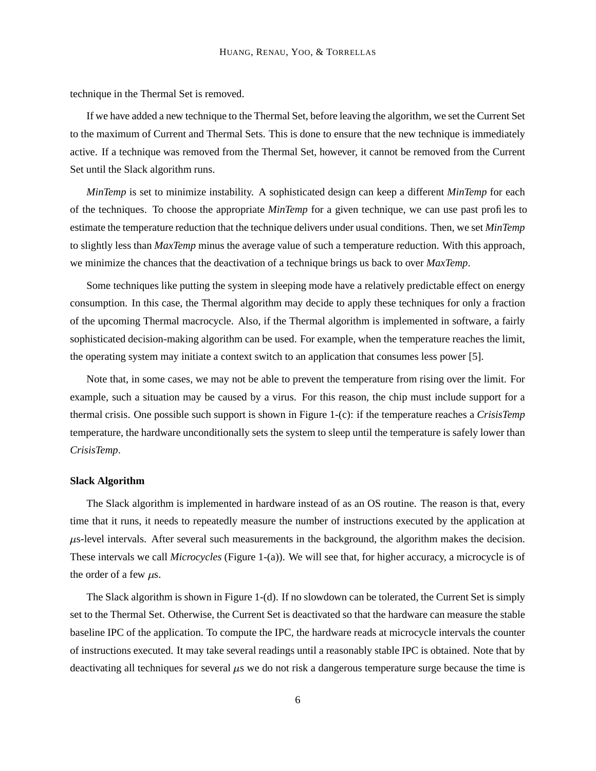technique in the Thermal Set is removed.

If we have added a new technique to the Thermal Set, before leaving the algorithm, we set the Current Set to the maximum of Current and Thermal Sets. This is done to ensure that the new technique is immediately active. If a technique was removed from the Thermal Set, however, it cannot be removed from the Current Set until the Slack algorithm runs.

*MinTemp* is set to minimize instability. A sophisticated design can keep a different *MinTemp* for each of the techniques. To choose the appropriate *MinTemp* for a given technique, we can use past profiles to estimate the temperature reduction that the technique delivers under usual conditions. Then, we set *MinTemp* to slightly less than *MaxTemp* minus the average value of such a temperature reduction. With this approach, we minimize the chances that the deactivation of a technique brings us back to over *MaxTemp*.

Some techniques like putting the system in sleeping mode have a relatively predictable effect on energy consumption. In this case, the Thermal algorithm may decide to apply these techniques for only a fraction of the upcoming Thermal macrocycle. Also, if the Thermal algorithm is implemented in software, a fairly sophisticated decision-making algorithm can be used. For example, when the temperature reaches the limit, the operating system may initiate a context switch to an application that consumes less power [5].

Note that, in some cases, we may not be able to prevent the temperature from rising over the limit. For example, such a situation may be caused by a virus. For this reason, the chip must include support for a thermal crisis. One possible such support is shown in Figure 1-(c): if the temperature reaches a *CrisisTemp* temperature, the hardware unconditionally sets the system to sleep until the temperature is safely lower than *CrisisTemp*.

**Slack Algorithm**

The Slack algorithm is implemented in hardware instead of as an OS routine. The reason is that, every time that it runs, it needs to repeatedly measure the number of instructions executed by the application at $\mu$s-level intervals. After several such measurements in the background, the algorithm makes the decision. These intervals we call *Microcycles* (Figure 1-(a)). We will see that, for higher accuracy, a microcycle is of the order of a few $\mu$s.

The Slack algorithm is shown in Figure 1-(d). If no slowdown can be tolerated, the Current Set is simply set to the Thermal Set. Otherwise, the Current Set is deactivated so that the hardware can measure the stable baseline IPC of the application. To compute the IPC, the hardware reads at microcycle intervals the counter of instructions executed. It may take several readings until a reasonably stable IPC is obtained. Note that by deactivating all techniques for several $\mu$s we do not risk a dangerous temperature surge because the time is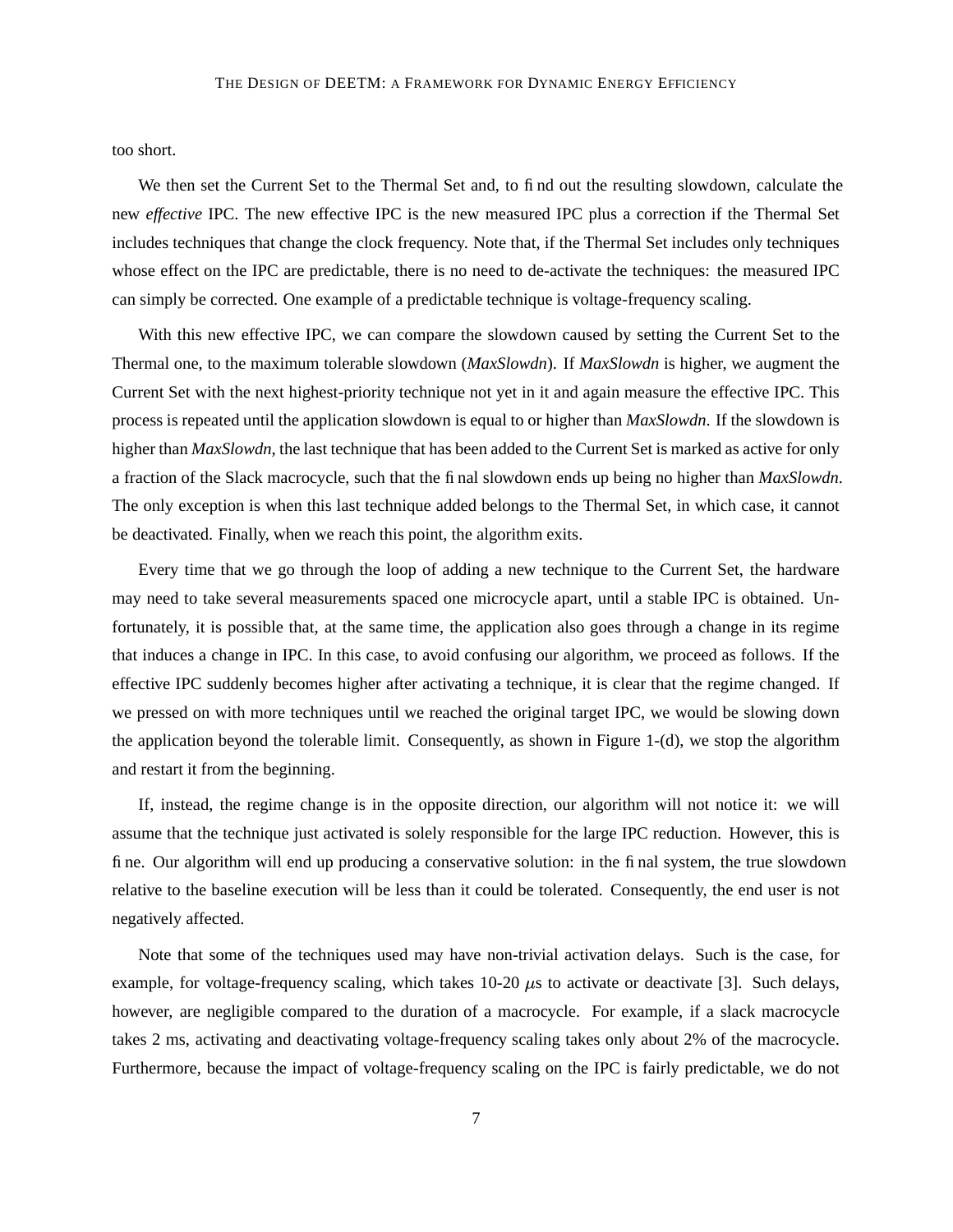too short.

We then set the Current Set to the Thermal Set and, to find out the resulting slowdown, calculate the new *effective* IPC. The new effective IPC is the new measured IPC plus a correction if the Thermal Set includes techniques that change the clock frequency. Note that, if the Thermal Set includes only techniques whose effect on the IPC are predictable, there is no need to de-activate the techniques: the measured IPC can simply be corrected. One example of a predictable technique is voltage-frequency scaling.

With this new effective IPC, we can compare the slowdown caused by setting the Current Set to the Thermal one, to the maximum tolerable slowdown (*MaxSlowdn*). If *MaxSlowdn* is higher, we augment the Current Set with the next highest-priority technique not yet in it and again measure the effective IPC. This process is repeated until the application slowdown is equal to or higher than *MaxSlowdn*. If the slowdown is higher than *MaxSlowdn*, the last technique that has been added to the Current Set is marked as active for only a fraction of the Slack macrocycle, such that the final slowdown ends up being no higher than *MaxSlowdn*. The only exception is when this last technique added belongs to the Thermal Set, in which case, it cannot be deactivated. Finally, when we reach this point, the algorithm exits.

Every time that we go through the loop of adding a new technique to the Current Set, the hardware may need to take several measurements spaced one microcycle apart, until a stable IPC is obtained. Unfortunately, it is possible that, at the same time, the application also goes through a change in its regime that induces a change in IPC. In this case, to avoid confusing our algorithm, we proceed as follows. If the effective IPC suddenly becomes higher after activating a technique, it is clear that the regime changed. If we pressed on with more techniques until we reached the original target IPC, we would be slowing down the application beyond the tolerable limit. Consequently, as shown in Figure 1-(d), we stop the algorithm and restart it from the beginning.

If, instead, the regime change is in the opposite direction, our algorithm will not notice it: we will assume that the technique just activated is solely responsible for the large IPC reduction. However, this is fine. Our algorithm will end up producing a conservative solution: in the final system, the true slowdown relative to the baseline execution will be less than it could be tolerated. Consequently, the end user is not negatively affected.

Note that some of the techniques used may have non-trivial activation delays. Such is the case, for example, for voltage-frequency scaling, which takes 10-20 $\mu$s to activate or deactivate [3]. Such delays, however, are negligible compared to the duration of a macrocycle. For example, if a slack macrocycle takes 2 ms, activating and deactivating voltage-frequency scaling takes only about 2% of the macrocycle. Furthermore, because the impact of voltage-frequency scaling on the IPC is fairly predictable, we do not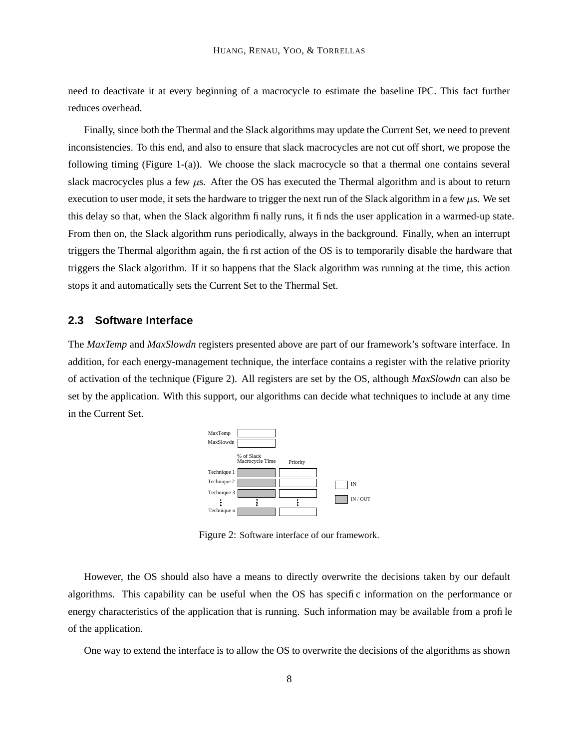need to deactivate it at every beginning of a macrocycle to estimate the baseline IPC. This fact further reduces overhead.

Finally, since both the Thermal and the Slack algorithms may update the Current Set, we need to prevent inconsistencies. To this end, and also to ensure that slack macrocycles are not cut off short, we propose the following timing (Figure 1-(a)). We choose the slack macrocycle so that a thermal one contains several slack macrocycles plus a few $\mu$s. After the OS has executed the Thermal algorithm and is about to return execution to user mode, it sets the hardware to trigger the next run of the Slack algorithm in a few $\mu$s. We set this delay so that, when the Slack algorithm finally runs, it finds the user application in a warmed-up state. From then on, the Slack algorithm runs periodically, always in the background. Finally, when an interrupt triggers the Thermal algorithm again, the first action of the OS is to temporarily disable the hardware that triggers the Slack algorithm. If it so happens that the Slack algorithm was running at the time, this action stops it and automatically sets the Current Set to the Thermal Set.

## 2.3 Software Interface

The *MaxTemp* and *MaxSlowdn* registers presented above are part of our framework's software interface. In addition, for each energy-management technique, the interface contains a register with the relative priority of activation of the technique (Figure 2). All registers are set by the OS, although *MaxSlowdn* can also be set by the application. With this support, our algorithms can decide what techniques to include at any time in the Current Set.

| | % of Slack Macrocycle Time | Priority |
|---|---|---|
| MaxTemp | | |
| MaxSlowdn | | |
| Technique 1 | | |
| Technique 2 | | |
| Technique 3 | | |
| ⋮ | ⋮ | ⋮ |
| Technique n | | |

Legend: white = IN; gray = IN / OUT

Figure 2: Software interface of our framework.

However, the OS should also have a means to directly overwrite the decisions taken by our default algorithms. This capability can be useful when the OS has specific information on the performance or energy characteristics of the application that is running. Such information may be available from a profile of the application.

One way to extend the interface is to allow the OS to overwrite the decisions of the algorithms as shown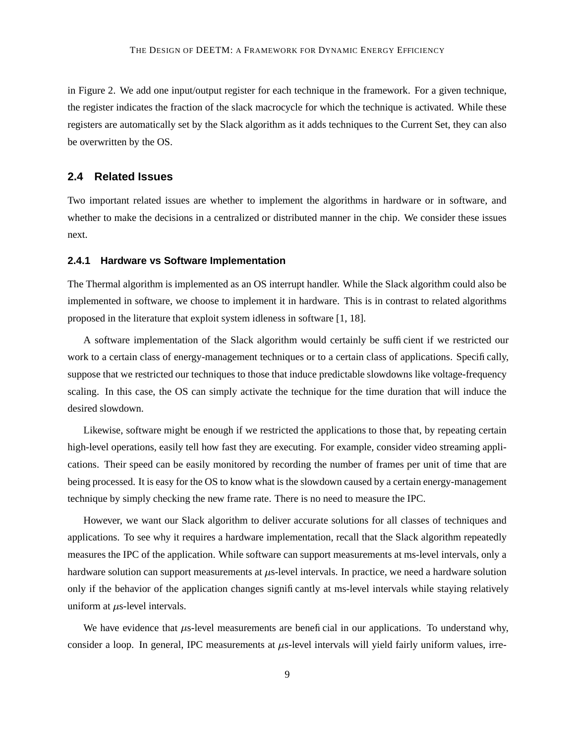in Figure 2. We add one input/output register for each technique in the framework. For a given technique, the register indicates the fraction of the slack macrocycle for which the technique is activated. While these registers are automatically set by the Slack algorithm as it adds techniques to the Current Set, they can also be overwritten by the OS.

## 2.4 Related Issues

Two important related issues are whether to implement the algorithms in hardware or in software, and whether to make the decisions in a centralized or distributed manner in the chip. We consider these issues next.

### 2.4.1 Hardware vs Software Implementation

The Thermal algorithm is implemented as an OS interrupt handler. While the Slack algorithm could also be implemented in software, we choose to implement it in hardware. This is in contrast to related algorithms proposed in the literature that exploit system idleness in software [1, 18].

A software implementation of the Slack algorithm would certainly be sufficient if we restricted our work to a certain class of energy-management techniques or to a certain class of applications. Specifically, suppose that we restricted our techniques to those that induce predictable slowdowns like voltage-frequency scaling. In this case, the OS can simply activate the technique for the time duration that will induce the desired slowdown.

Likewise, software might be enough if we restricted the applications to those that, by repeating certain high-level operations, easily tell how fast they are executing. For example, consider video streaming applications. Their speed can be easily monitored by recording the number of frames per unit of time that are being processed. It is easy for the OS to know what is the slowdown caused by a certain energy-management technique by simply checking the new frame rate. There is no need to measure the IPC.

However, we want our Slack algorithm to deliver accurate solutions for all classes of techniques and applications. To see why it requires a hardware implementation, recall that the Slack algorithm repeatedly measures the IPC of the application. While software can support measurements at ms-level intervals, only a hardware solution can support measurements at $\mu$s-level intervals. In practice, we need a hardware solution only if the behavior of the application changes significantly at ms-level intervals while staying relatively uniform at $\mu$s-level intervals.

We have evidence that $\mu$s-level measurements are beneficial in our applications. To understand why, consider a loop. In general, IPC measurements at $\mu$s-level intervals will yield fairly uniform values, irre-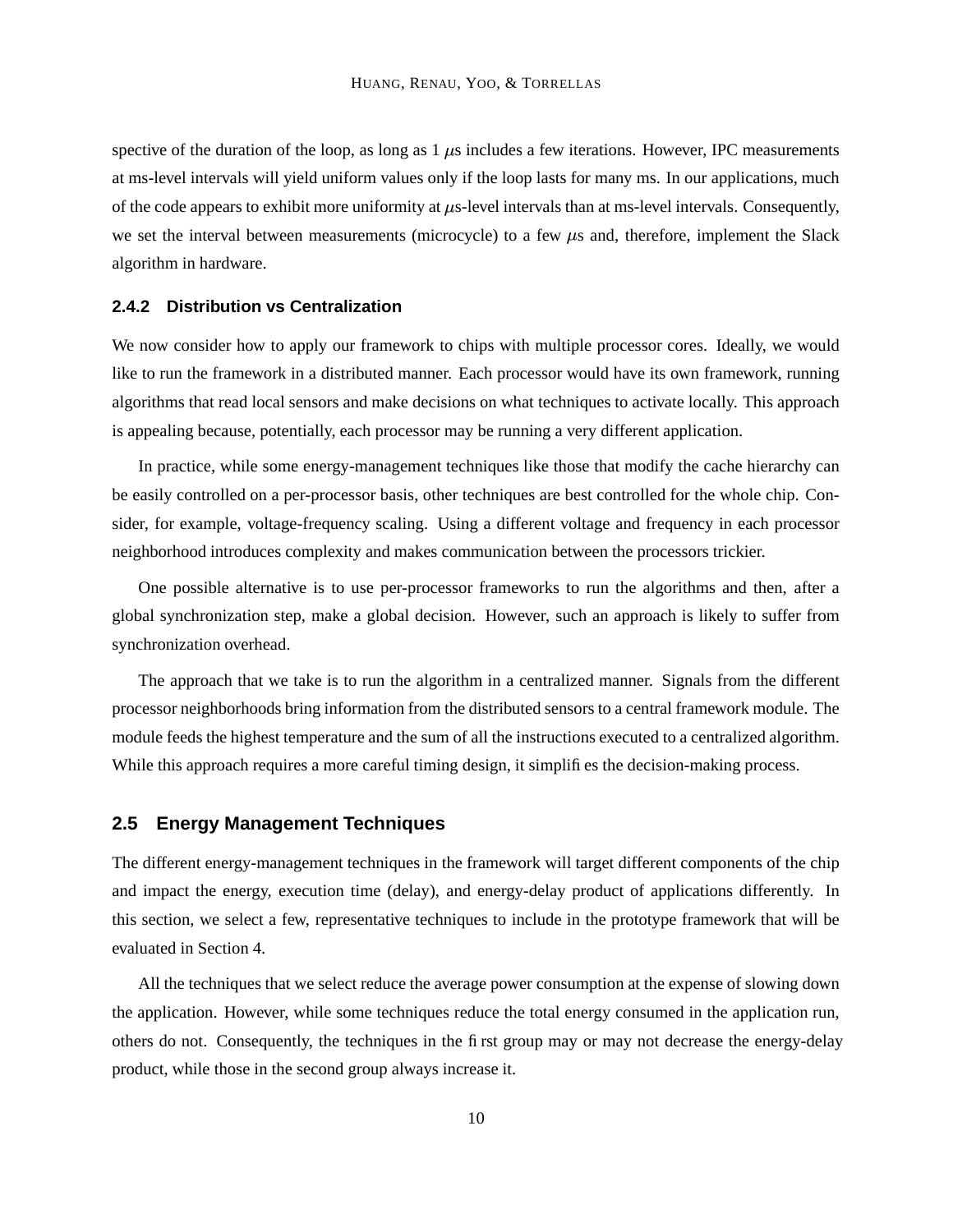spective of the duration of the loop, as long as 1 $\mu$s includes a few iterations. However, IPC measurements at ms-level intervals will yield uniform values only if the loop lasts for many ms. In our applications, much of the code appears to exhibit more uniformity at $\mu$s-level intervals than at ms-level intervals. Consequently, we set the interval between measurements (microcycle) to a few $\mu$s and, therefore, implement the Slack algorithm in hardware.

#### 2.4.2 Distribution vs Centralization

We now consider how to apply our framework to chips with multiple processor cores. Ideally, we would like to run the framework in a distributed manner. Each processor would have its own framework, running algorithms that read local sensors and make decisions on what techniques to activate locally. This approach is appealing because, potentially, each processor may be running a very different application.

In practice, while some energy-management techniques like those that modify the cache hierarchy can be easily controlled on a per-processor basis, other techniques are best controlled for the whole chip. Consider, for example, voltage-frequency scaling. Using a different voltage and frequency in each processor neighborhood introduces complexity and makes communication between the processors trickier.

One possible alternative is to use per-processor frameworks to run the algorithms and then, after a global synchronization step, make a global decision. However, such an approach is likely to suffer from synchronization overhead.

The approach that we take is to run the algorithm in a centralized manner. Signals from the different processor neighborhoods bring information from the distributed sensors to a central framework module. The module feeds the highest temperature and the sum of all the instructions executed to a centralized algorithm. While this approach requires a more careful timing design, it simplifies the decision-making process.

### 2.5 Energy Management Techniques

The different energy-management techniques in the framework will target different components of the chip and impact the energy, execution time (delay), and energy-delay product of applications differently. In this section, we select a few, representative techniques to include in the prototype framework that will be evaluated in Section 4.

All the techniques that we select reduce the average power consumption at the expense of slowing down the application. However, while some techniques reduce the total energy consumed in the application run, others do not. Consequently, the techniques in the first group may or may not decrease the energy-delay product, while those in the second group always increase it.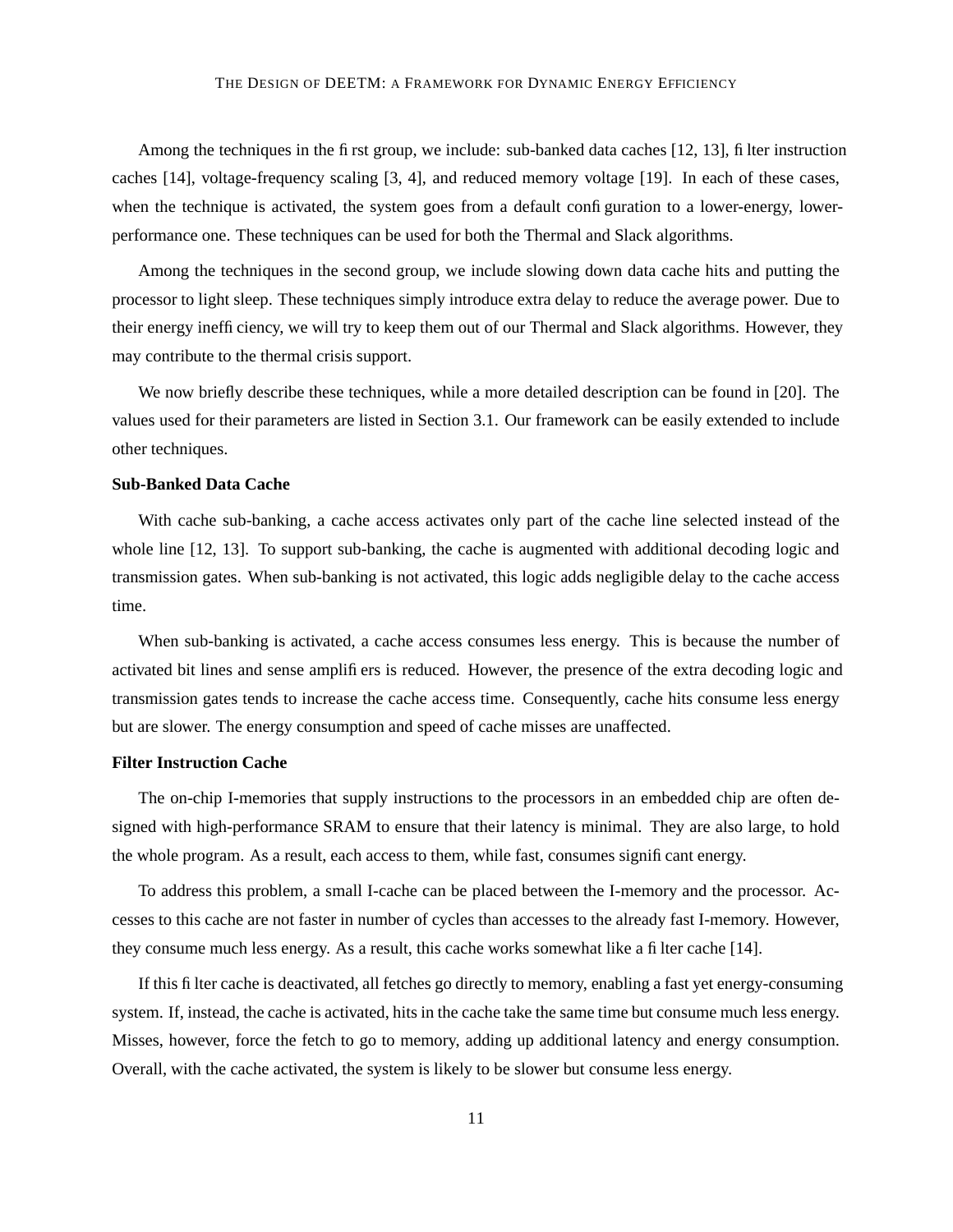Among the techniques in the first group, we include: sub-banked data caches [12, 13], filter instruction caches [14], voltage-frequency scaling [3, 4], and reduced memory voltage [19]. In each of these cases, when the technique is activated, the system goes from a default configuration to a lower-energy, lower-performance one. These techniques can be used for both the Thermal and Slack algorithms.

Among the techniques in the second group, we include slowing down data cache hits and putting the processor to light sleep. These techniques simply introduce extra delay to reduce the average power. Due to their energy inefficiency, we will try to keep them out of our Thermal and Slack algorithms. However, they may contribute to the thermal crisis support.

We now briefly describe these techniques, while a more detailed description can be found in [20]. The values used for their parameters are listed in Section 3.1. Our framework can be easily extended to include other techniques.

**Sub-Banked Data Cache**

With cache sub-banking, a cache access activates only part of the cache line selected instead of the whole line [12, 13]. To support sub-banking, the cache is augmented with additional decoding logic and transmission gates. When sub-banking is not activated, this logic adds negligible delay to the cache access time.

When sub-banking is activated, a cache access consumes less energy. This is because the number of activated bit lines and sense amplifiers is reduced. However, the presence of the extra decoding logic and transmission gates tends to increase the cache access time. Consequently, cache hits consume less energy but are slower. The energy consumption and speed of cache misses are unaffected.

**Filter Instruction Cache**

The on-chip I-memories that supply instructions to the processors in an embedded chip are often designed with high-performance SRAM to ensure that their latency is minimal. They are also large, to hold the whole program. As a result, each access to them, while fast, consumes significant energy.

To address this problem, a small I-cache can be placed between the I-memory and the processor. Accesses to this cache are not faster in number of cycles than accesses to the already fast I-memory. However, they consume much less energy. As a result, this cache works somewhat like a filter cache [14].

If this filter cache is deactivated, all fetches go directly to memory, enabling a fast yet energy-consuming system. If, instead, the cache is activated, hits in the cache take the same time but consume much less energy. Misses, however, force the fetch to go to memory, adding up additional latency and energy consumption. Overall, with the cache activated, the system is likely to be slower but consume less energy.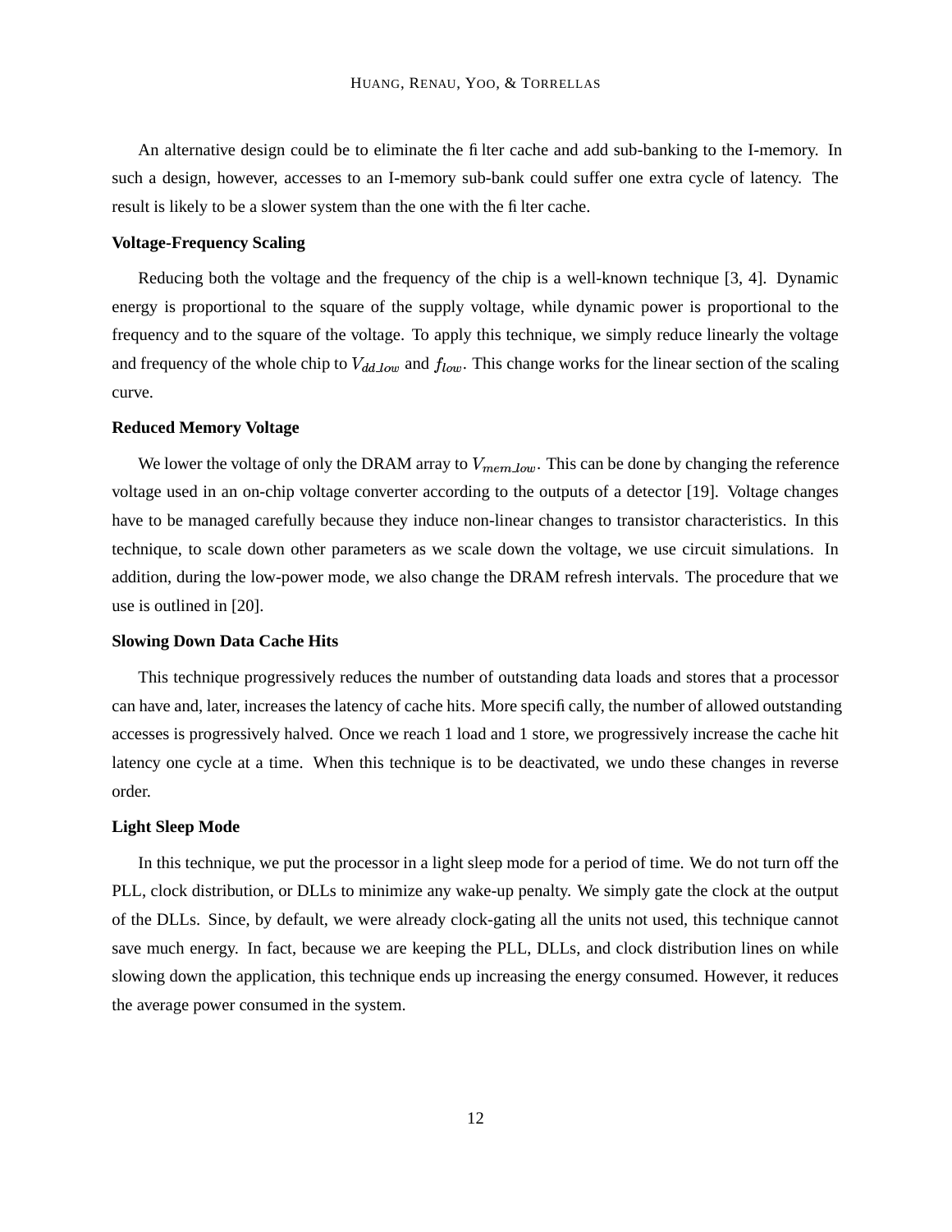An alternative design could be to eliminate the filter cache and add sub-banking to the I-memory. In such a design, however, accesses to an I-memory sub-bank could suffer one extra cycle of latency. The result is likely to be a slower system than the one with the filter cache.

**Voltage-Frequency Scaling**

Reducing both the voltage and the frequency of the chip is a well-known technique [3, 4]. Dynamic energy is proportional to the square of the supply voltage, while dynamic power is proportional to the frequency and to the square of the voltage. To apply this technique, we simply reduce linearly the voltage and frequency of the whole chip to $V_{dd\_low}$ and $f_{low}$. This change works for the linear section of the scaling curve.

**Reduced Memory Voltage**

We lower the voltage of only the DRAM array to $V_{mem\_low}$. This can be done by changing the reference voltage used in an on-chip voltage converter according to the outputs of a detector [19]. Voltage changes have to be managed carefully because they induce non-linear changes to transistor characteristics. In this technique, to scale down other parameters as we scale down the voltage, we use circuit simulations. In addition, during the low-power mode, we also change the DRAM refresh intervals. The procedure that we use is outlined in [20].

**Slowing Down Data Cache Hits**

This technique progressively reduces the number of outstanding data loads and stores that a processor can have and, later, increases the latency of cache hits. More specifically, the number of allowed outstanding accesses is progressively halved. Once we reach 1 load and 1 store, we progressively increase the cache hit latency one cycle at a time. When this technique is to be deactivated, we undo these changes in reverse order.

**Light Sleep Mode**

In this technique, we put the processor in a light sleep mode for a period of time. We do not turn off the PLL, clock distribution, or DLLs to minimize any wake-up penalty. We simply gate the clock at the output of the DLLs. Since, by default, we were already clock-gating all the units not used, this technique cannot save much energy. In fact, because we are keeping the PLL, DLLs, and clock distribution lines on while slowing down the application, this technique ends up increasing the energy consumed. However, it reduces the average power consumed in the system.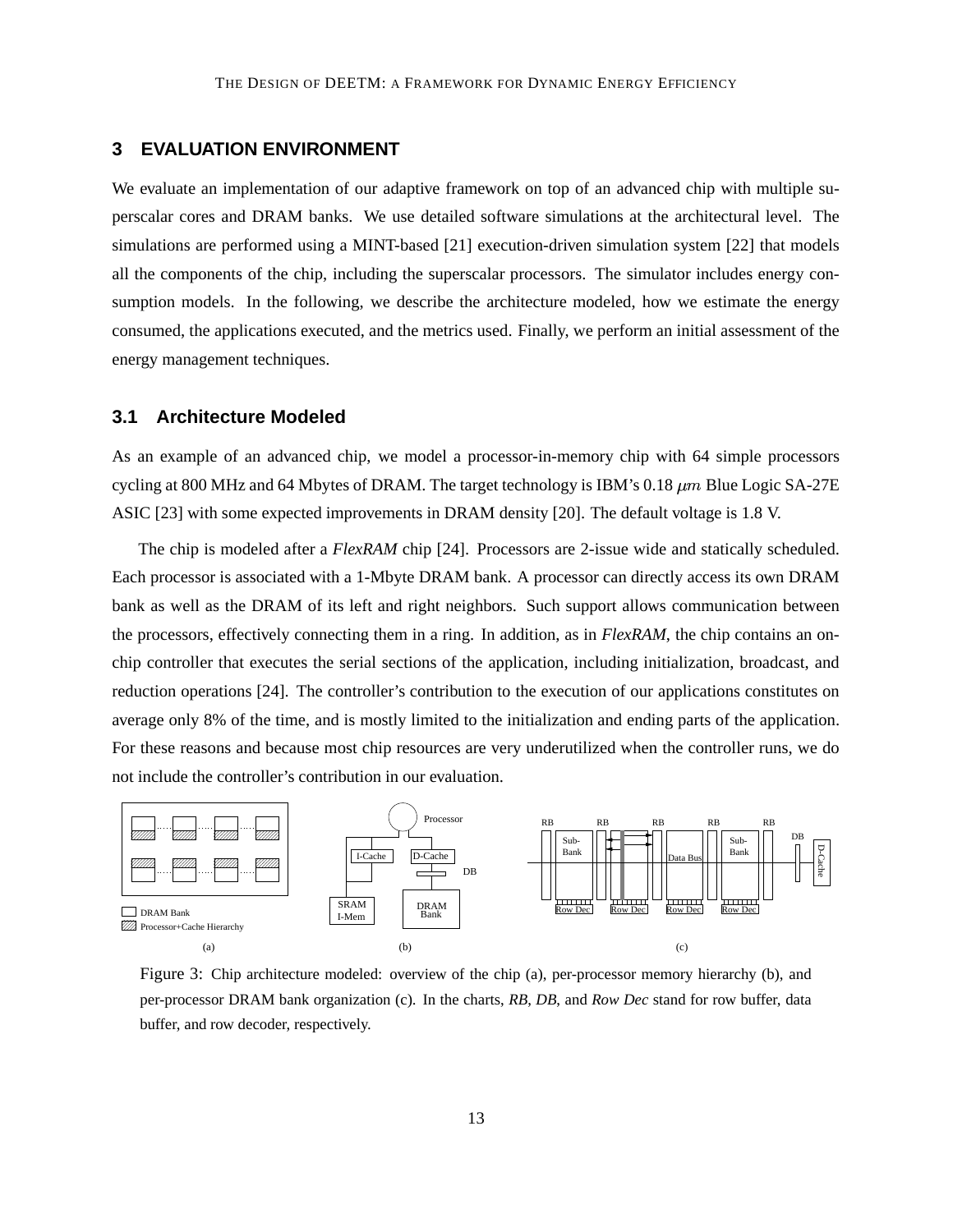## 3 EVALUATION ENVIRONMENT

We evaluate an implementation of our adaptive framework on top of an advanced chip with multiple superscalar cores and DRAM banks. We use detailed software simulations at the architectural level. The simulations are performed using a MINT-based [21] execution-driven simulation system [22] that models all the components of the chip, including the superscalar processors. The simulator includes energy consumption models. In the following, we describe the architecture modeled, how we estimate the energy consumed, the applications executed, and the metrics used. Finally, we perform an initial assessment of the energy management techniques.

### 3.1 Architecture Modeled

As an example of an advanced chip, we model a processor-in-memory chip with 64 simple processors cycling at 800 MHz and 64 Mbytes of DRAM. The target technology is IBM's 0.18 $\mu m$ Blue Logic SA-27E ASIC [23] with some expected improvements in DRAM density [20]. The default voltage is 1.8 V.

The chip is modeled after a *FlexRAM* chip [24]. Processors are 2-issue wide and statically scheduled. Each processor is associated with a 1-Mbyte DRAM bank. A processor can directly access its own DRAM bank as well as the DRAM of its left and right neighbors. Such support allows communication between the processors, effectively connecting them in a ring. In addition, as in *FlexRAM*, the chip contains an on-chip controller that executes the serial sections of the application, including initialization, broadcast, and reduction operations [24]. The controller's contribution to the execution of our applications constitutes on average only 8% of the time, and is mostly limited to the initialization and ending parts of the application. For these reasons and because most chip resources are very underutilized when the controller runs, we do not include the controller's contribution in our evaluation.

Figure 3: Chip architecture modeled: overview of the chip (a), per-processor memory hierarchy (b), and per-processor DRAM bank organization (c). In the charts, *RB*, *DB*, and *Row Dec* stand for row buffer, data buffer, and row decoder, respectively.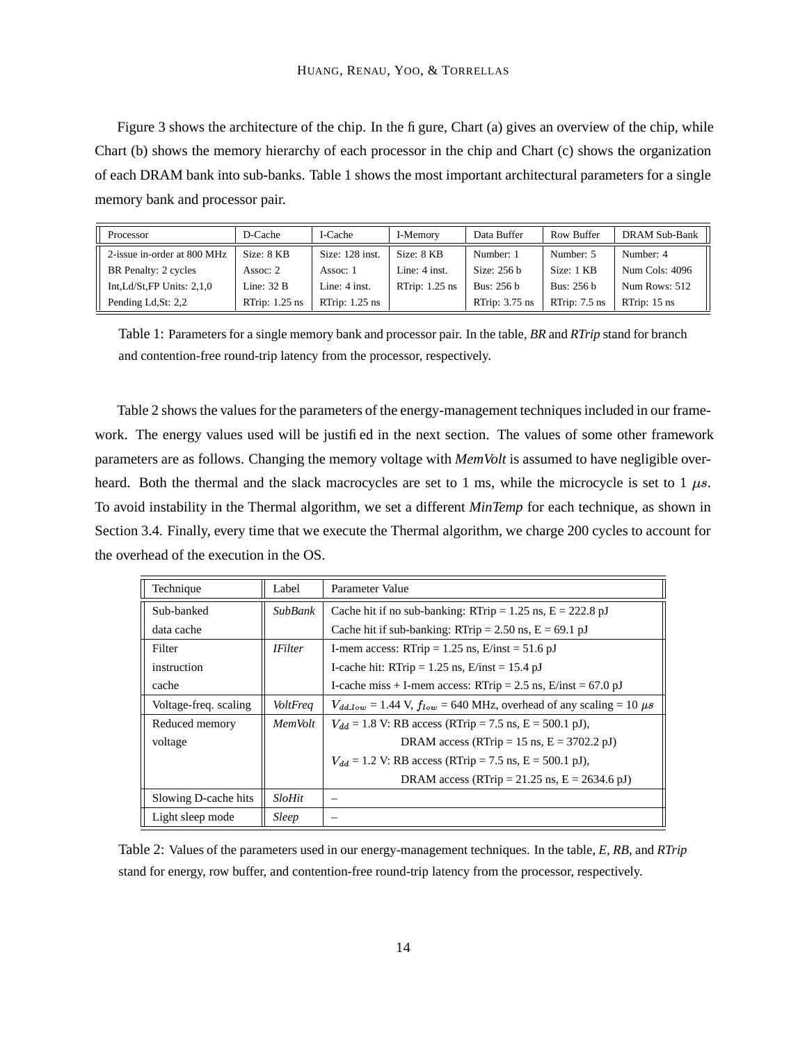Figure 3 shows the architecture of the chip. In the figure, Chart (a) gives an overview of the chip, while Chart (b) shows the memory hierarchy of each processor in the chip and Chart (c) shows the organization of each DRAM bank into sub-banks. Table 1 shows the most important architectural parameters for a single memory bank and processor pair.

| Processor | D-Cache | I-Cache | I-Memory | Data Buffer | Row Buffer | DRAM Sub-Bank |
|---|---|---|---|---|---|---|
| 2-issue in-order at 800 MHz | Size: 8 KB | Size: 128 inst. | Size: 8 KB | Number: 1 | Number: 5 | Number: 4 |
| BR Penalty: 2 cycles | Assoc: 2 | Assoc: 1 | Line: 4 inst. | Size: 256 b | Size: 1 KB | Num Cols: 4096 |
| Int,Ld/St,FP Units: 2,1,0 | Line: 32 B | Line: 4 inst. | RTrip: 1.25 ns | Bus: 256 b | Bus: 256 b | Num Rows: 512 |
| Pending Ld,St: 2,2 | RTrip: 1.25 ns | RTrip: 1.25 ns | | RTrip: 3.75 ns | RTrip: 7.5 ns | RTrip: 15 ns |

Table 1: Parameters for a single memory bank and processor pair. In the table, *BR* and *RTrip* stand for branch and contention-free round-trip latency from the processor, respectively.

Table 2 shows the values for the parameters of the energy-management techniques included in our framework. The energy values used will be justified in the next section. The values of some other framework parameters are as follows. Changing the memory voltage with *MemVolt* is assumed to have negligible overheard. Both the thermal and the slack macrocycles are set to 1 ms, while the microcycle is set to 1 $\mu s$. To avoid instability in the Thermal algorithm, we set a different *MinTemp* for each technique, as shown in Section 3.4. Finally, every time that we execute the Thermal algorithm, we charge 200 cycles to account for the overhead of the execution in the OS.

| Technique | Label | Parameter Value |
|---|---|---|
| Sub-banked data cache | *SubBank* | Cache hit if no sub-banking: RTrip = 1.25 ns, E = 222.8 pJ<br>Cache hit if sub-banking: RTrip = 2.50 ns, E = 69.1 pJ |
| Filter instruction cache | *IFilter* | I-mem access: RTrip = 1.25 ns, E/inst = 51.6 pJ<br>I-cache hit: RTrip = 1.25 ns, E/inst = 15.4 pJ<br>I-cache miss + I-mem access: RTrip = 2.5 ns, E/inst = 67.0 pJ |
| Voltage-freq. scaling | *VoltFreq* | $V_{dd\_low}$ = 1.44 V, $f_{low}$ = 640 MHz, overhead of any scaling = 10 $\mu s$ |
| Reduced memory voltage | *MemVolt* | $V_{dd}$ = 1.8 V: RB access (RTrip = 7.5 ns, E = 500.1 pJ), DRAM access (RTrip = 15 ns, E = 3702.2 pJ)<br>$V_{dd}$ = 1.2 V: RB access (RTrip = 7.5 ns, E = 500.1 pJ), DRAM access (RTrip = 21.25 ns, E = 2634.6 pJ) |
| Slowing D-cache hits | *SloHit* | – |
| Light sleep mode | *Sleep* | – |

Table 2: Values of the parameters used in our energy-management techniques. In the table, *E*, *RB*, and *RTrip* stand for energy, row buffer, and contention-free round-trip latency from the processor, respectively.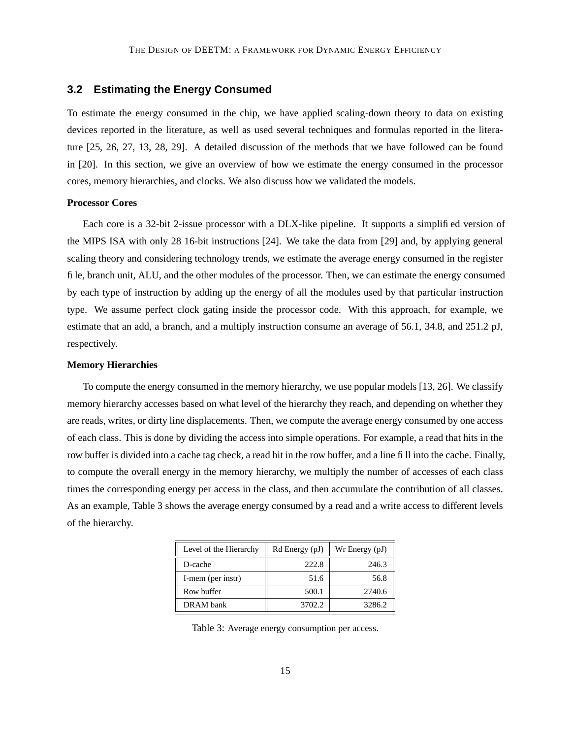## 3.2 Estimating the Energy Consumed

To estimate the energy consumed in the chip, we have applied scaling-down theory to data on existing devices reported in the literature, as well as used several techniques and formulas reported in the literature [25, 26, 27, 13, 28, 29]. A detailed discussion of the methods that we have followed can be found in [20]. In this section, we give an overview of how we estimate the energy consumed in the processor cores, memory hierarchies, and clocks. We also discuss how we validated the models.

**Processor Cores**

Each core is a 32-bit 2-issue processor with a DLX-like pipeline. It supports a simplified version of the MIPS ISA with only 28 16-bit instructions [24]. We take the data from [29] and, by applying general scaling theory and considering technology trends, we estimate the average energy consumed in the register file, branch unit, ALU, and the other modules of the processor. Then, we can estimate the energy consumed by each type of instruction by adding up the energy of all the modules used by that particular instruction type. We assume perfect clock gating inside the processor code. With this approach, for example, we estimate that an add, a branch, and a multiply instruction consume an average of 56.1, 34.8, and 251.2 pJ, respectively.

**Memory Hierarchies**

To compute the energy consumed in the memory hierarchy, we use popular models [13, 26]. We classify memory hierarchy accesses based on what level of the hierarchy they reach, and depending on whether they are reads, writes, or dirty line displacements. Then, we compute the average energy consumed by one access of each class. This is done by dividing the access into simple operations. For example, a read that hits in the row buffer is divided into a cache tag check, a read hit in the row buffer, and a line fill into the cache. Finally, to compute the overall energy in the memory hierarchy, we multiply the number of accesses of each class times the corresponding energy per access in the class, and then accumulate the contribution of all classes. As an example, Table 3 shows the average energy consumed by a read and a write access to different levels of the hierarchy.

| Level of the Hierarchy | Rd Energy (pJ) | Wr Energy (pJ) |
|---|---|---|
| D-cache | 222.8 | 246.3 |
| I-mem (per instr) | 51.6 | 56.8 |
| Row buffer | 500.1 | 2740.6 |
| DRAM bank | 3702.2 | 3286.2 |

Table 3: Average energy consumption per access.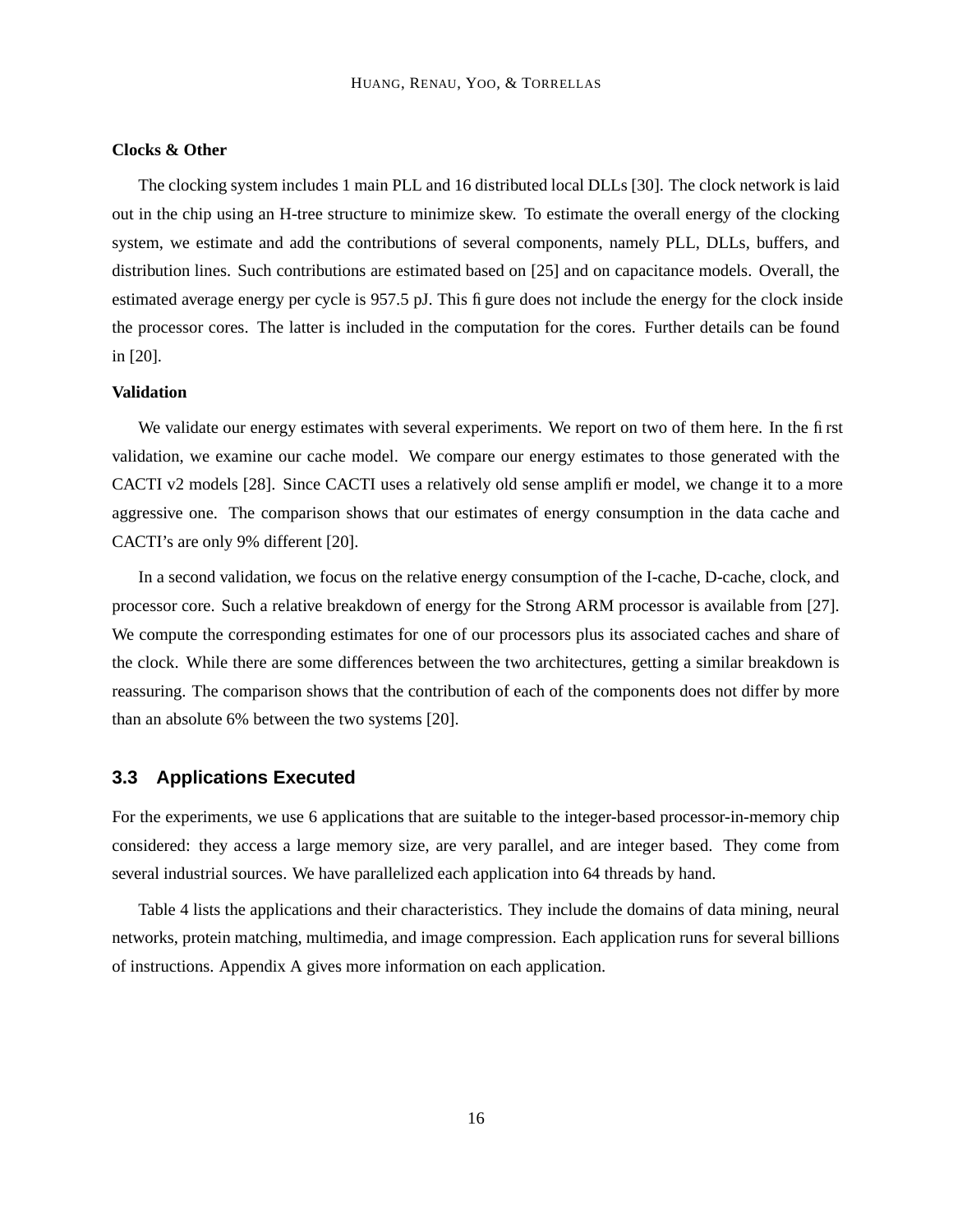**Clocks & Other**

The clocking system includes 1 main PLL and 16 distributed local DLLs [30]. The clock network is laid out in the chip using an H-tree structure to minimize skew. To estimate the overall energy of the clocking system, we estimate and add the contributions of several components, namely PLL, DLLs, buffers, and distribution lines. Such contributions are estimated based on [25] and on capacitance models. Overall, the estimated average energy per cycle is 957.5 pJ. This figure does not include the energy for the clock inside the processor cores. The latter is included in the computation for the cores. Further details can be found in [20].

**Validation**

We validate our energy estimates with several experiments. We report on two of them here. In the first validation, we examine our cache model. We compare our energy estimates to those generated with the CACTI v2 models [28]. Since CACTI uses a relatively old sense amplifier model, we change it to a more aggressive one. The comparison shows that our estimates of energy consumption in the data cache and CACTI's are only 9% different [20].

In a second validation, we focus on the relative energy consumption of the I-cache, D-cache, clock, and processor core. Such a relative breakdown of energy for the Strong ARM processor is available from [27]. We compute the corresponding estimates for one of our processors plus its associated caches and share of the clock. While there are some differences between the two architectures, getting a similar breakdown is reassuring. The comparison shows that the contribution of each of the components does not differ by more than an absolute 6% between the two systems [20].

## 3.3 Applications Executed

For the experiments, we use 6 applications that are suitable to the integer-based processor-in-memory chip considered: they access a large memory size, are very parallel, and are integer based. They come from several industrial sources. We have parallelized each application into 64 threads by hand.

Table 4 lists the applications and their characteristics. They include the domains of data mining, neural networks, protein matching, multimedia, and image compression. Each application runs for several billions of instructions. Appendix A gives more information on each application.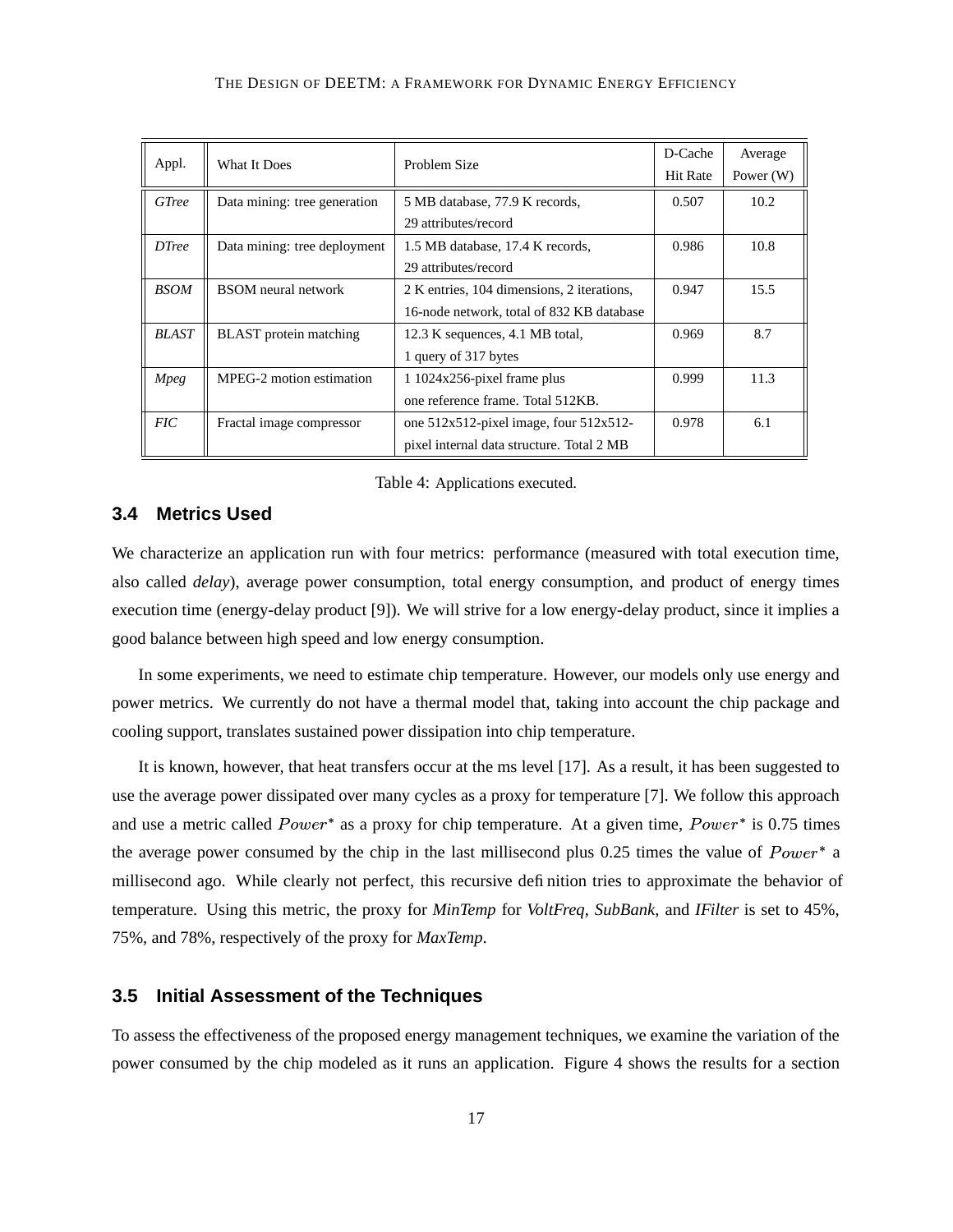| Appl. | What It Does | Problem Size | D-Cache Hit Rate | Average Power (W) |
|---|---|---|---|---|
| *GTree* | Data mining: tree generation | 5 MB database, 77.9 K records, 29 attributes/record | 0.507 | 10.2 |
| *DTree* | Data mining: tree deployment | 1.5 MB database, 17.4 K records, 29 attributes/record | 0.986 | 10.8 |
| *BSOM* | BSOM neural network | 2 K entries, 104 dimensions, 2 iterations, 16-node network, total of 832 KB database | 0.947 | 15.5 |
| *BLAST* | BLAST protein matching | 12.3 K sequences, 4.1 MB total, 1 query of 317 bytes | 0.969 | 8.7 |
| *Mpeg* | MPEG-2 motion estimation | 1 1024x256-pixel frame plus one reference frame. Total 512KB. | 0.999 | 11.3 |
| *FIC* | Fractal image compressor | one 512x512-pixel image, four 512x512-pixel internal data structure. Total 2 MB | 0.978 | 6.1 |

Table 4: Applications executed.

## 3.4 Metrics Used

We characterize an application run with four metrics: performance (measured with total execution time, also called *delay*), average power consumption, total energy consumption, and product of energy times execution time (energy-delay product [9]). We will strive for a low energy-delay product, since it implies a good balance between high speed and low energy consumption.

In some experiments, we need to estimate chip temperature. However, our models only use energy and power metrics. We currently do not have a thermal model that, taking into account the chip package and cooling support, translates sustained power dissipation into chip temperature.

It is known, however, that heat transfers occur at the ms level [17]. As a result, it has been suggested to use the average power dissipated over many cycles as a proxy for temperature [7]. We follow this approach and use a metric called $Power^*$ as a proxy for chip temperature. At a given time, $Power^*$ is 0.75 times the average power consumed by the chip in the last millisecond plus 0.25 times the value of $Power^*$ a millisecond ago. While clearly not perfect, this recursive definition tries to approximate the behavior of temperature. Using this metric, the proxy for *MinTemp* for *VoltFreq*, *SubBank*, and *IFilter* is set to 45%, 75%, and 78%, respectively of the proxy for *MaxTemp*.

## 3.5 Initial Assessment of the Techniques

To assess the effectiveness of the proposed energy management techniques, we examine the variation of the power consumed by the chip modeled as it runs an application. Figure 4 shows the results for a section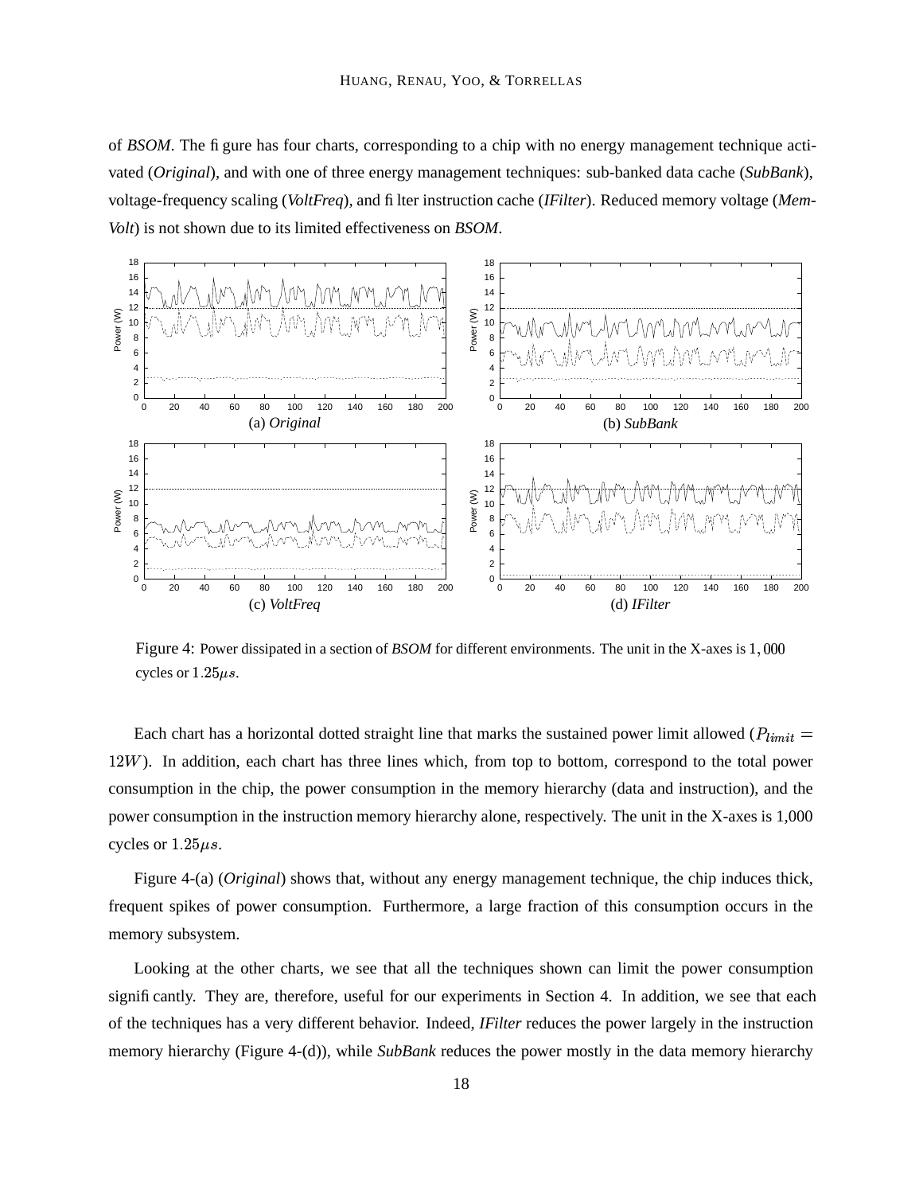of *BSOM*. The figure has four charts, corresponding to a chip with no energy management technique activated (*Original*), and with one of three energy management techniques: sub-banked data cache (*SubBank*), voltage-frequency scaling (*VoltFreq*), and filter instruction cache (*IFilter*). Reduced memory voltage (*MemVolt*) is not shown due to its limited effectiveness on *BSOM*.

(a) *Original*

(b) *SubBank*

(c) *VoltFreq*

(d) *IFilter*

Figure 4: Power dissipated in a section of *BSOM* for different environments. The unit in the X-axes is $1,000$ cycles or $1.25\mu s$.

Each chart has a horizontal dotted straight line that marks the sustained power limit allowed ($P_{limit} = 12W$). In addition, each chart has three lines which, from top to bottom, correspond to the total power consumption in the chip, the power consumption in the memory hierarchy (data and instruction), and the power consumption in the instruction memory hierarchy alone, respectively. The unit in the X-axes is 1,000 cycles or $1.25\mu s$.

Figure 4-(a) (*Original*) shows that, without any energy management technique, the chip induces thick, frequent spikes of power consumption. Furthermore, a large fraction of this consumption occurs in the memory subsystem.

Looking at the other charts, we see that all the techniques shown can limit the power consumption significantly. They are, therefore, useful for our experiments in Section 4. In addition, we see that each of the techniques has a very different behavior. Indeed, *IFilter* reduces the power largely in the instruction memory hierarchy (Figure 4-(d)), while *SubBank* reduces the power mostly in the data memory hierarchy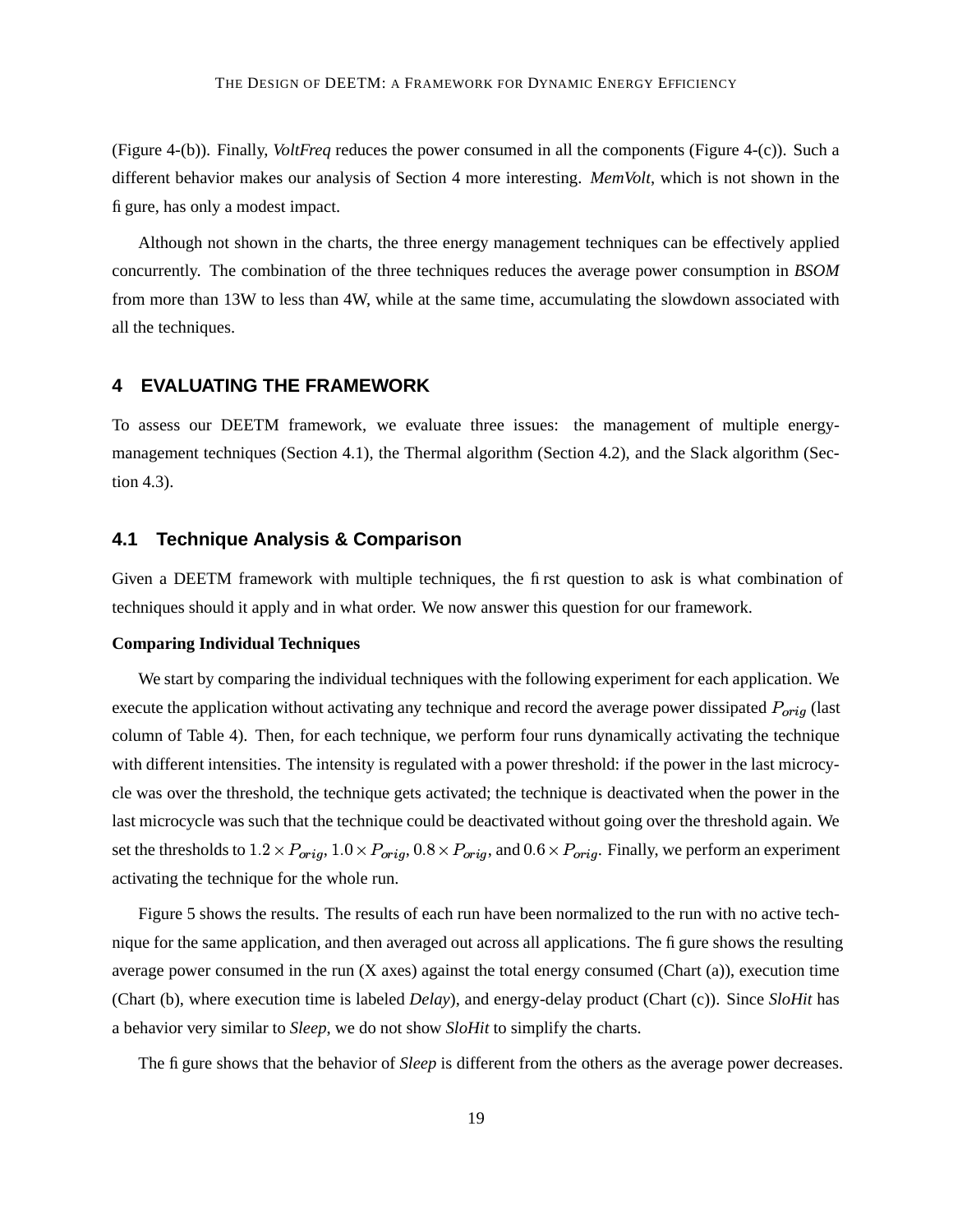(Figure 4-(b)). Finally, *VoltFreq* reduces the power consumed in all the components (Figure 4-(c)). Such a different behavior makes our analysis of Section 4 more interesting. *MemVolt*, which is not shown in the figure, has only a modest impact.

Although not shown in the charts, the three energy management techniques can be effectively applied concurrently. The combination of the three techniques reduces the average power consumption in *BSOM* from more than 13W to less than 4W, while at the same time, accumulating the slowdown associated with all the techniques.

## 4 EVALUATING THE FRAMEWORK

To assess our DEETM framework, we evaluate three issues: the management of multiple energy-management techniques (Section 4.1), the Thermal algorithm (Section 4.2), and the Slack algorithm (Section 4.3).

### 4.1 Technique Analysis & Comparison

Given a DEETM framework with multiple techniques, the first question to ask is what combination of techniques should it apply and in what order. We now answer this question for our framework.

**Comparing Individual Techniques**

We start by comparing the individual techniques with the following experiment for each application. We execute the application without activating any technique and record the average power dissipated $P_{orig}$ (last column of Table 4). Then, for each technique, we perform four runs dynamically activating the technique with different intensities. The intensity is regulated with a power threshold: if the power in the last microcycle was over the threshold, the technique gets activated; the technique is deactivated when the power in the last microcycle was such that the technique could be deactivated without going over the threshold again. We set the thresholds to $1.2 \times P_{orig}$, $1.0 \times P_{orig}$, $0.8 \times P_{orig}$, and $0.6 \times P_{orig}$. Finally, we perform an experiment activating the technique for the whole run.

Figure 5 shows the results. The results of each run have been normalized to the run with no active technique for the same application, and then averaged out across all applications. The figure shows the resulting average power consumed in the run (X axes) against the total energy consumed (Chart (a)), execution time (Chart (b), where execution time is labeled *Delay*), and energy-delay product (Chart (c)). Since *SloHit* has a behavior very similar to *Sleep*, we do not show *SloHit* to simplify the charts.

The figure shows that the behavior of *Sleep* is different from the others as the average power decreases.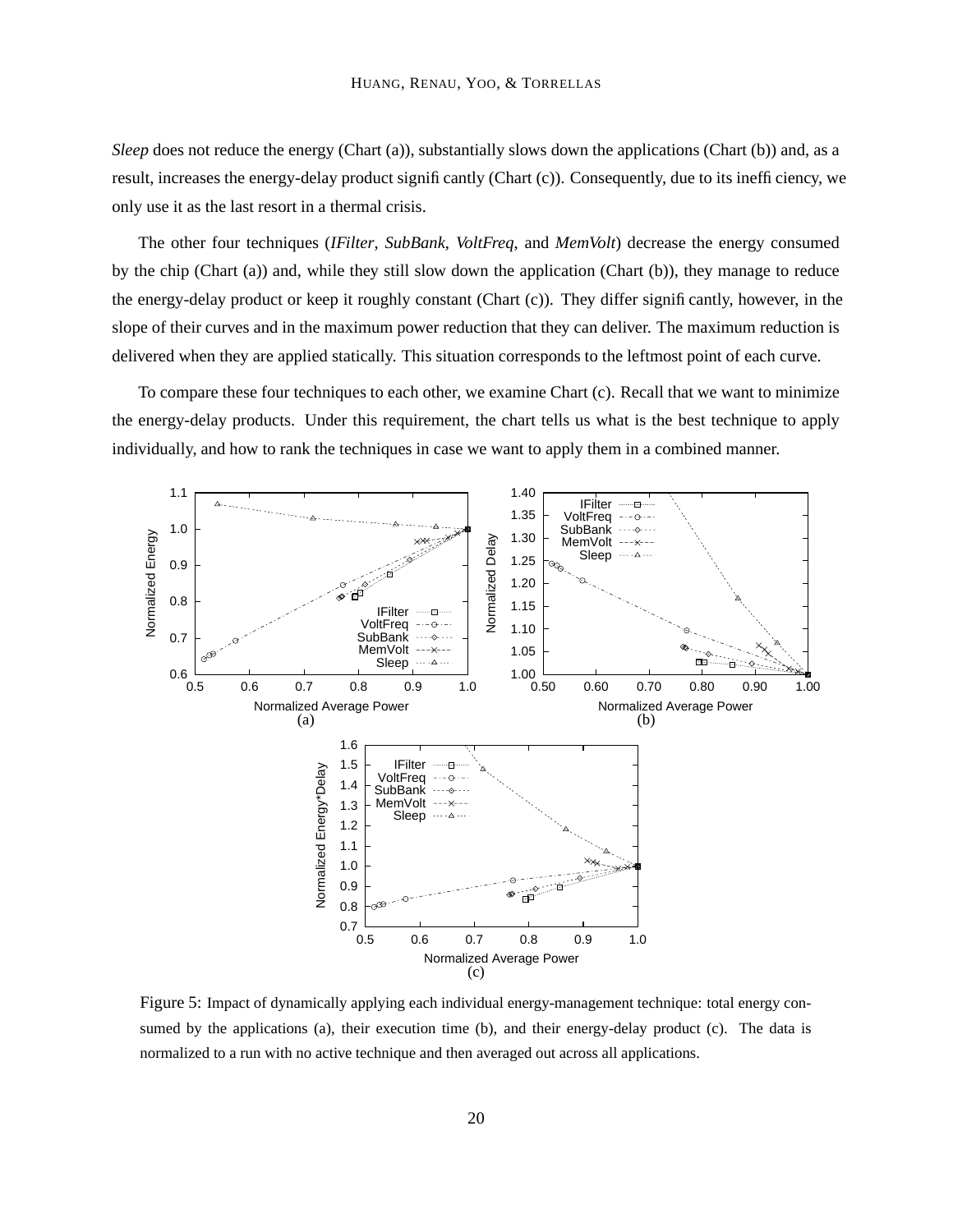*Sleep* does not reduce the energy (Chart (a)), substantially slows down the applications (Chart (b)) and, as a result, increases the energy-delay product significantly (Chart (c)). Consequently, due to its inefficiency, we only use it as the last resort in a thermal crisis.

The other four techniques (*IFilter*, *SubBank*, *VoltFreq*, and *MemVolt*) decrease the energy consumed by the chip (Chart (a)) and, while they still slow down the application (Chart (b)), they manage to reduce the energy-delay product or keep it roughly constant (Chart (c)). They differ significantly, however, in the slope of their curves and in the maximum power reduction that they can deliver. The maximum reduction is delivered when they are applied statically. This situation corresponds to the leftmost point of each curve.

To compare these four techniques to each other, we examine Chart (c). Recall that we want to minimize the energy-delay products. Under this requirement, the chart tells us what is the best technique to apply individually, and how to rank the techniques in case we want to apply them in a combined manner.

Figure 5: Impact of dynamically applying each individual energy-management technique: total energy consumed by the applications (a), their execution time (b), and their energy-delay product (c). The data is normalized to a run with no active technique and then averaged out across all applications.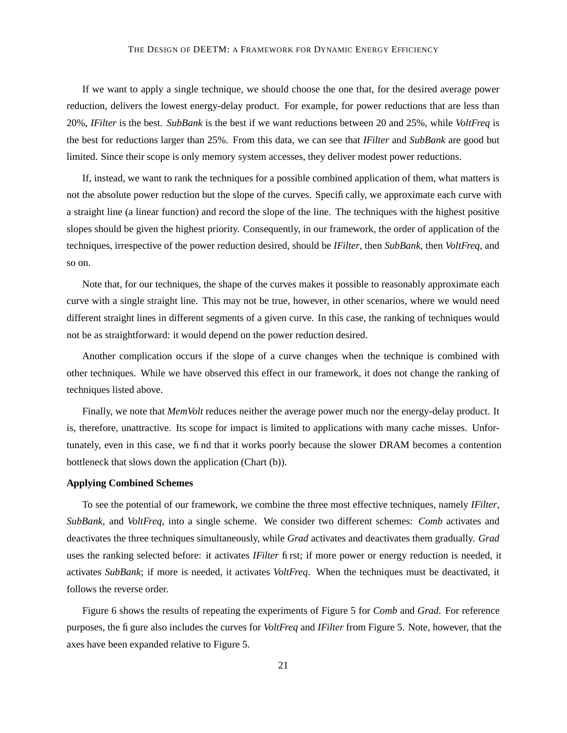If we want to apply a single technique, we should choose the one that, for the desired average power reduction, delivers the lowest energy-delay product. For example, for power reductions that are less than 20%, *IFilter* is the best. *SubBank* is the best if we want reductions between 20 and 25%, while *VoltFreq* is the best for reductions larger than 25%. From this data, we can see that *IFilter* and *SubBank* are good but limited. Since their scope is only memory system accesses, they deliver modest power reductions.

If, instead, we want to rank the techniques for a possible combined application of them, what matters is not the absolute power reduction but the slope of the curves. Specifically, we approximate each curve with a straight line (a linear function) and record the slope of the line. The techniques with the highest positive slopes should be given the highest priority. Consequently, in our framework, the order of application of the techniques, irrespective of the power reduction desired, should be *IFilter*, then *SubBank*, then *VoltFreq*, and so on.

Note that, for our techniques, the shape of the curves makes it possible to reasonably approximate each curve with a single straight line. This may not be true, however, in other scenarios, where we would need different straight lines in different segments of a given curve. In this case, the ranking of techniques would not be as straightforward: it would depend on the power reduction desired.

Another complication occurs if the slope of a curve changes when the technique is combined with other techniques. While we have observed this effect in our framework, it does not change the ranking of techniques listed above.

Finally, we note that *MemVolt* reduces neither the average power much nor the energy-delay product. It is, therefore, unattractive. Its scope for impact is limited to applications with many cache misses. Unfortunately, even in this case, we find that it works poorly because the slower DRAM becomes a contention bottleneck that slows down the application (Chart (b)).

**Applying Combined Schemes**

To see the potential of our framework, we combine the three most effective techniques, namely *IFilter*, *SubBank*, and *VoltFreq*, into a single scheme. We consider two different schemes: *Comb* activates and deactivates the three techniques simultaneously, while *Grad* activates and deactivates them gradually. *Grad* uses the ranking selected before: it activates *IFilter* first; if more power or energy reduction is needed, it activates *SubBank*; if more is needed, it activates *VoltFreq*. When the techniques must be deactivated, it follows the reverse order.

Figure 6 shows the results of repeating the experiments of Figure 5 for *Comb* and *Grad*. For reference purposes, the figure also includes the curves for *VoltFreq* and *IFilter* from Figure 5. Note, however, that the axes have been expanded relative to Figure 5.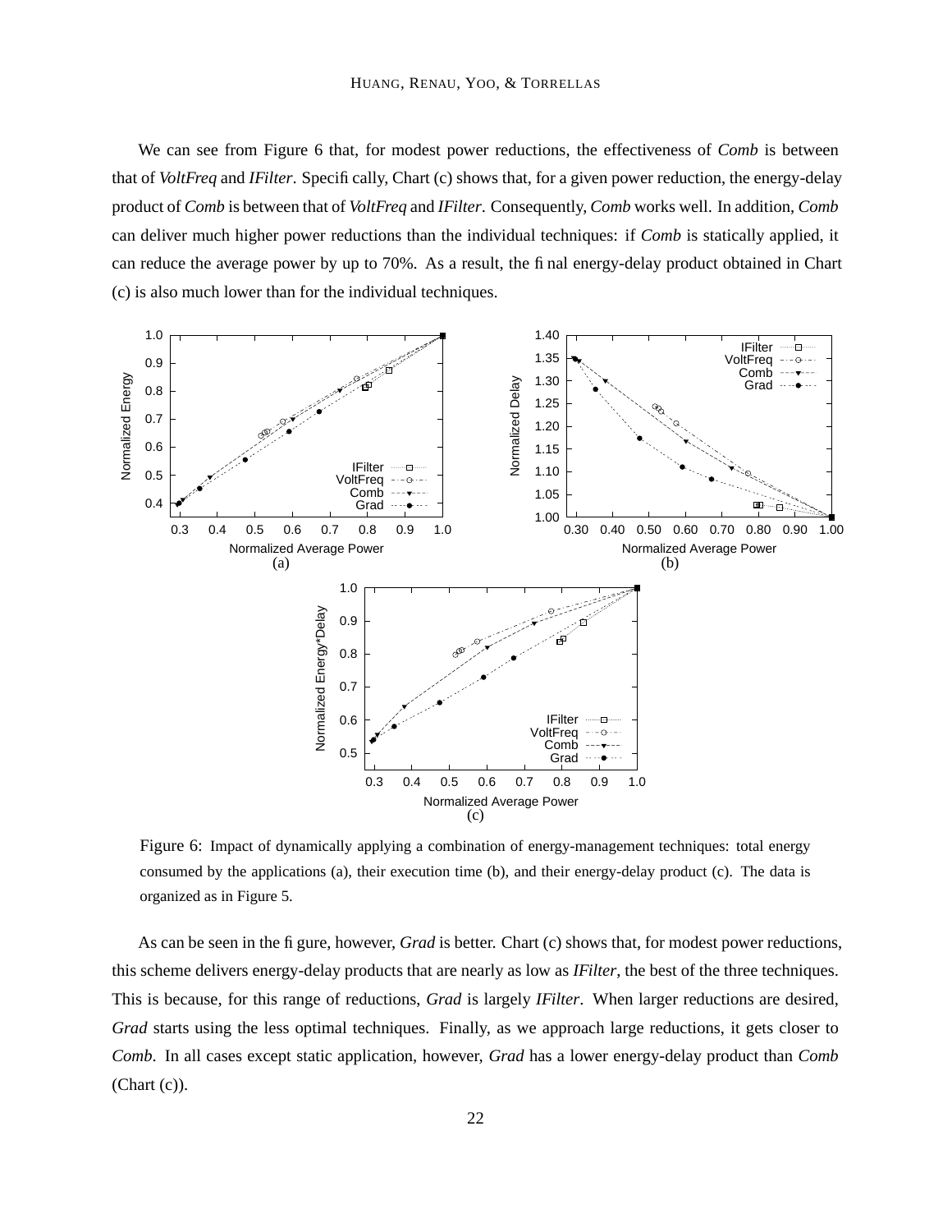We can see from Figure 6 that, for modest power reductions, the effectiveness of *Comb* is between that of *VoltFreq* and *IFilter*. Specifically, Chart (c) shows that, for a given power reduction, the energy-delay product of *Comb* is between that of *VoltFreq* and *IFilter*. Consequently, *Comb* works well. In addition, *Comb* can deliver much higher power reductions than the individual techniques: if *Comb* is statically applied, it can reduce the average power by up to 70%. As a result, the final energy-delay product obtained in Chart (c) is also much lower than for the individual techniques.

Figure 6: Impact of dynamically applying a combination of energy-management techniques: total energy consumed by the applications (a), their execution time (b), and their energy-delay product (c). The data is organized as in Figure 5.

As can be seen in the figure, however, *Grad* is better. Chart (c) shows that, for modest power reductions, this scheme delivers energy-delay products that are nearly as low as *IFilter*, the best of the three techniques. This is because, for this range of reductions, *Grad* is largely *IFilter*. When larger reductions are desired, *Grad* starts using the less optimal techniques. Finally, as we approach large reductions, it gets closer to *Comb*. In all cases except static application, however, *Grad* has a lower energy-delay product than *Comb* (Chart (c)).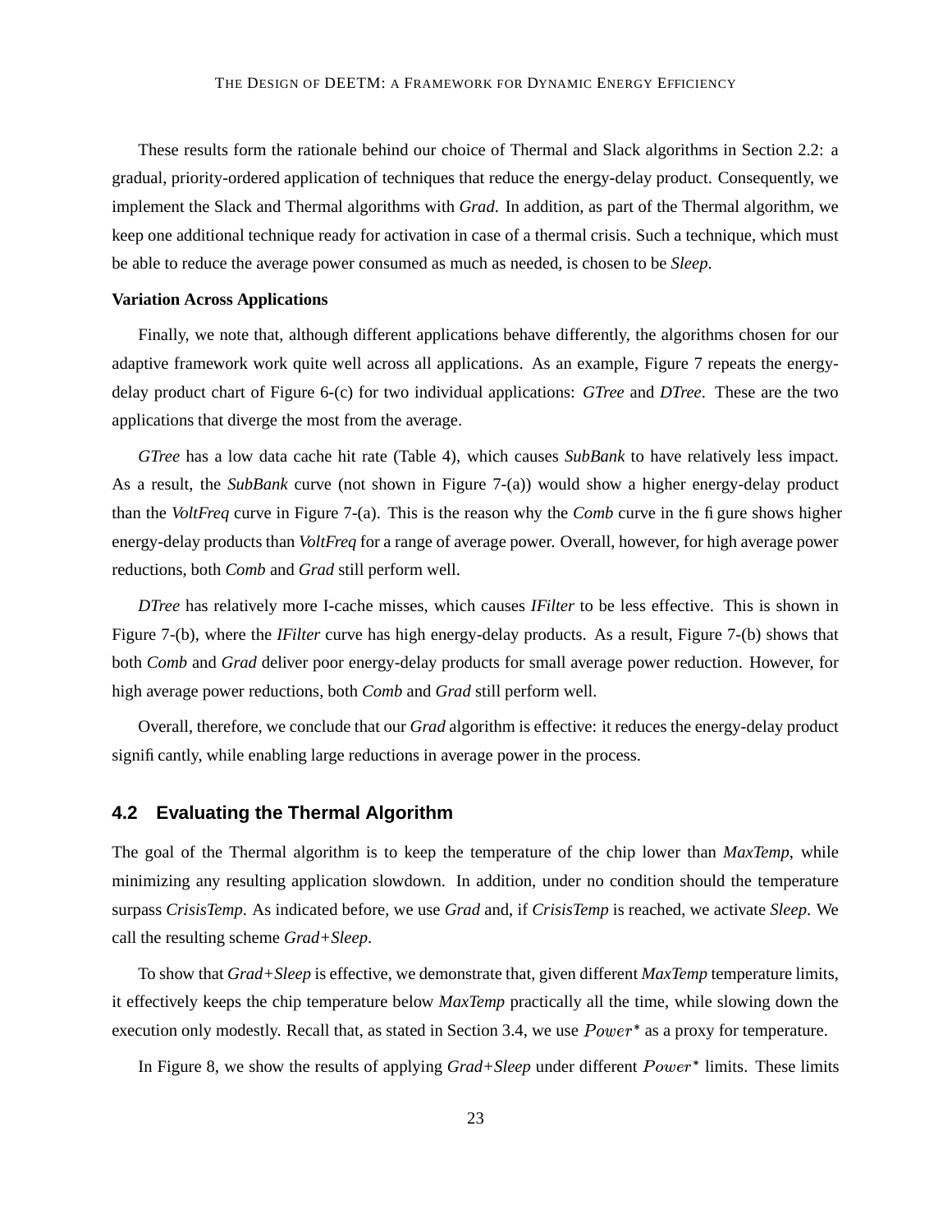These results form the rationale behind our choice of Thermal and Slack algorithms in Section 2.2: a gradual, priority-ordered application of techniques that reduce the energy-delay product. Consequently, we implement the Slack and Thermal algorithms with *Grad*. In addition, as part of the Thermal algorithm, we keep one additional technique ready for activation in case of a thermal crisis. Such a technique, which must be able to reduce the average power consumed as much as needed, is chosen to be *Sleep*.

**Variation Across Applications**

Finally, we note that, although different applications behave differently, the algorithms chosen for our adaptive framework work quite well across all applications. As an example, Figure 7 repeats the energy-delay product chart of Figure 6-(c) for two individual applications: *GTree* and *DTree*. These are the two applications that diverge the most from the average.

*GTree* has a low data cache hit rate (Table 4), which causes *SubBank* to have relatively less impact. As a result, the *SubBank* curve (not shown in Figure 7-(a)) would show a higher energy-delay product than the *VoltFreq* curve in Figure 7-(a). This is the reason why the *Comb* curve in the figure shows higher energy-delay products than *VoltFreq* for a range of average power. Overall, however, for high average power reductions, both *Comb* and *Grad* still perform well.

*DTree* has relatively more I-cache misses, which causes *IFilter* to be less effective. This is shown in Figure 7-(b), where the *IFilter* curve has high energy-delay products. As a result, Figure 7-(b) shows that both *Comb* and *Grad* deliver poor energy-delay products for small average power reduction. However, for high average power reductions, both *Comb* and *Grad* still perform well.

Overall, therefore, we conclude that our *Grad* algorithm is effective: it reduces the energy-delay product significantly, while enabling large reductions in average power in the process.

## 4.2 Evaluating the Thermal Algorithm

The goal of the Thermal algorithm is to keep the temperature of the chip lower than *MaxTemp*, while minimizing any resulting application slowdown. In addition, under no condition should the temperature surpass *CrisisTemp*. As indicated before, we use *Grad* and, if *CrisisTemp* is reached, we activate *Sleep*. We call the resulting scheme *Grad+Sleep*.

To show that *Grad+Sleep* is effective, we demonstrate that, given different *MaxTemp* temperature limits, it effectively keeps the chip temperature below *MaxTemp* practically all the time, while slowing down the execution only modestly. Recall that, as stated in Section 3.4, we use $Power^*$ as a proxy for temperature.

In Figure 8, we show the results of applying *Grad+Sleep* under different $Power^*$ limits. These limits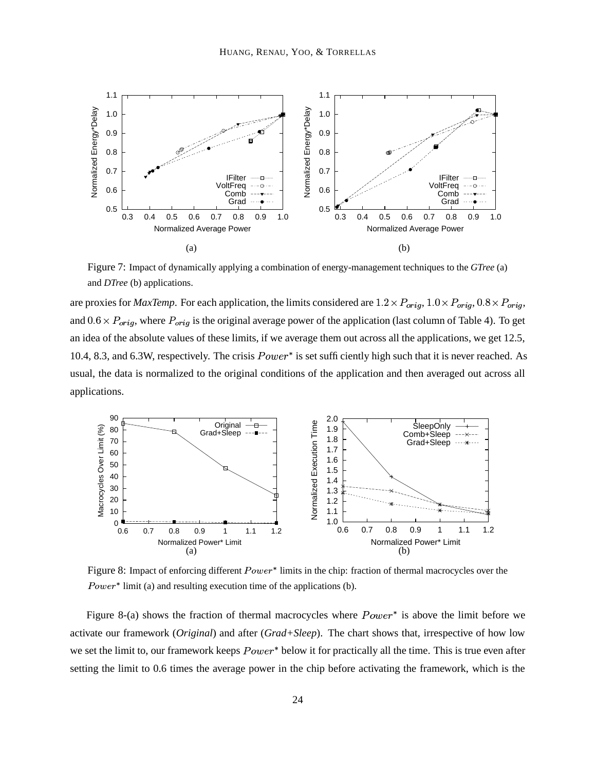Figure 7: Impact of dynamically applying a combination of energy-management techniques to the *GTree* (a) and *DTree* (b) applications.

are proxies for *MaxTemp*. For each application, the limits considered are $1.2 \times P_{orig}$, $1.0 \times P_{orig}$, $0.8 \times P_{orig}$, and $0.6 \times P_{orig}$, where $P_{orig}$ is the original average power of the application (last column of Table 4). To get an idea of the absolute values of these limits, if we average them out across all the applications, we get 12.5, 10.4, 8.3, and 6.3W, respectively. The crisis $Power^*$ is set sufficiently high such that it is never reached. As usual, the data is normalized to the original conditions of the application and then averaged out across all applications.

Figure 8: Impact of enforcing different $Power^*$ limits in the chip: fraction of thermal macrocycles over the $Power^*$ limit (a) and resulting execution time of the applications (b).

Figure 8-(a) shows the fraction of thermal macrocycles where $Power^*$ is above the limit before we activate our framework (*Original*) and after (*Grad+Sleep*). The chart shows that, irrespective of how low we set the limit to, our framework keeps $Power^*$ below it for practically all the time. This is true even after setting the limit to 0.6 times the average power in the chip before activating the framework, which is the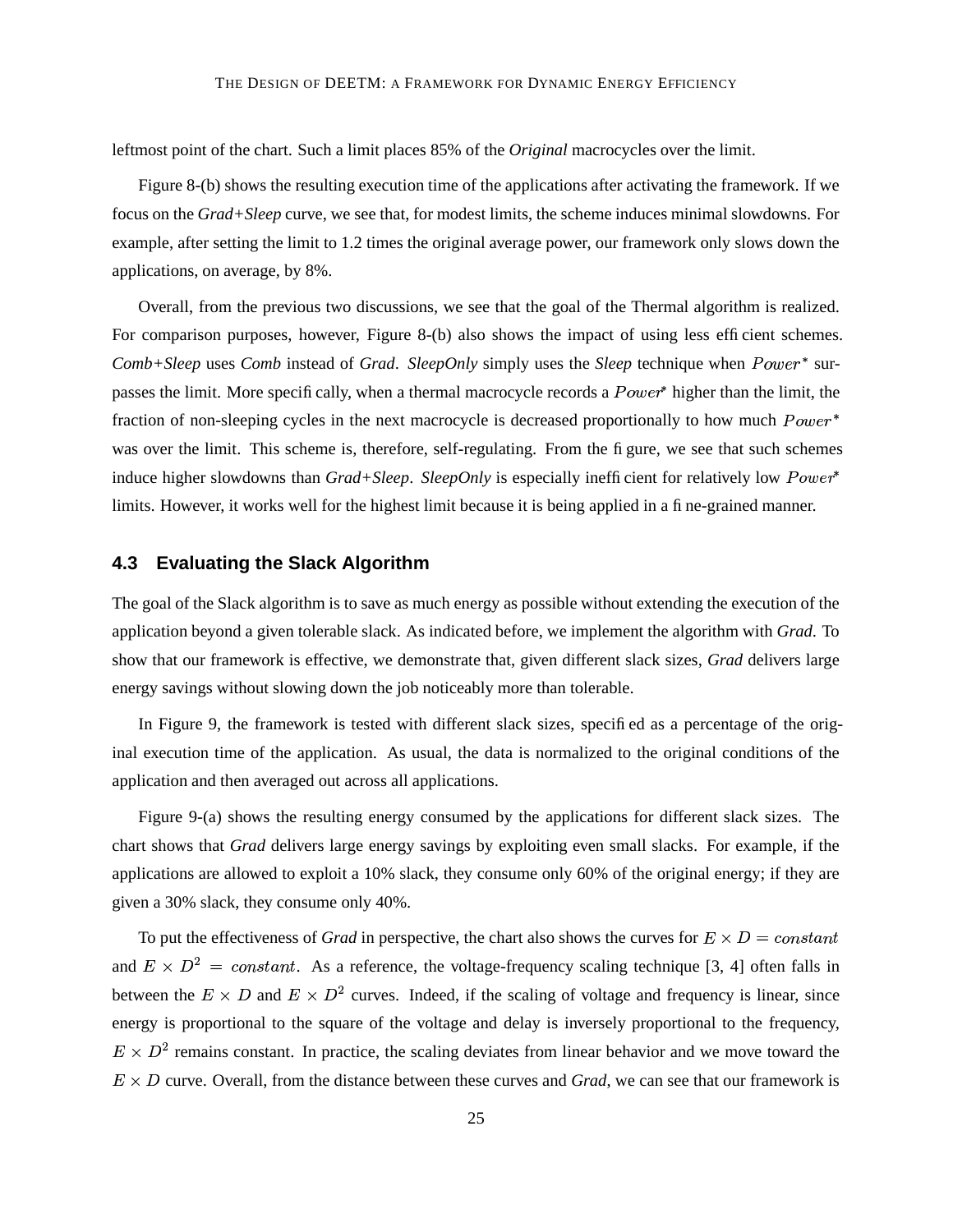leftmost point of the chart. Such a limit places 85% of the *Original* macrocycles over the limit.

Figure 8-(b) shows the resulting execution time of the applications after activating the framework. If we focus on the *Grad+Sleep* curve, we see that, for modest limits, the scheme induces minimal slowdowns. For example, after setting the limit to 1.2 times the original average power, our framework only slows down the applications, on average, by 8%.

Overall, from the previous two discussions, we see that the goal of the Thermal algorithm is realized. For comparison purposes, however, Figure 8-(b) also shows the impact of using less efficient schemes. *Comb+Sleep* uses *Comb* instead of *Grad*. *SleepOnly* simply uses the *Sleep* technique when $Power^*$ surpasses the limit. More specifically, when a thermal macrocycle records a $Power^*$ higher than the limit, the fraction of non-sleeping cycles in the next macrocycle is decreased proportionally to how much $Power^*$ was over the limit. This scheme is, therefore, self-regulating. From the figure, we see that such schemes induce higher slowdowns than *Grad+Sleep*. *SleepOnly* is especially inefficient for relatively low $Power^*$ limits. However, it works well for the highest limit because it is being applied in a fine-grained manner.

### 4.3 Evaluating the Slack Algorithm

The goal of the Slack algorithm is to save as much energy as possible without extending the execution of the application beyond a given tolerable slack. As indicated before, we implement the algorithm with *Grad*. To show that our framework is effective, we demonstrate that, given different slack sizes, *Grad* delivers large energy savings without slowing down the job noticeably more than tolerable.

In Figure 9, the framework is tested with different slack sizes, specified as a percentage of the original execution time of the application. As usual, the data is normalized to the original conditions of the application and then averaged out across all applications.

Figure 9-(a) shows the resulting energy consumed by the applications for different slack sizes. The chart shows that *Grad* delivers large energy savings by exploiting even small slacks. For example, if the applications are allowed to exploit a 10% slack, they consume only 60% of the original energy; if they are given a 30% slack, they consume only 40%.

To put the effectiveness of *Grad* in perspective, the chart also shows the curves for $E \times D = constant$ and $E \times D^2 = constant$. As a reference, the voltage-frequency scaling technique [3, 4] often falls in between the $E \times D$ and $E \times D^2$ curves. Indeed, if the scaling of voltage and frequency is linear, since energy is proportional to the square of the voltage and delay is inversely proportional to the frequency, $E \times D^2$ remains constant. In practice, the scaling deviates from linear behavior and we move toward the $E \times D$ curve. Overall, from the distance between these curves and *Grad*, we can see that our framework is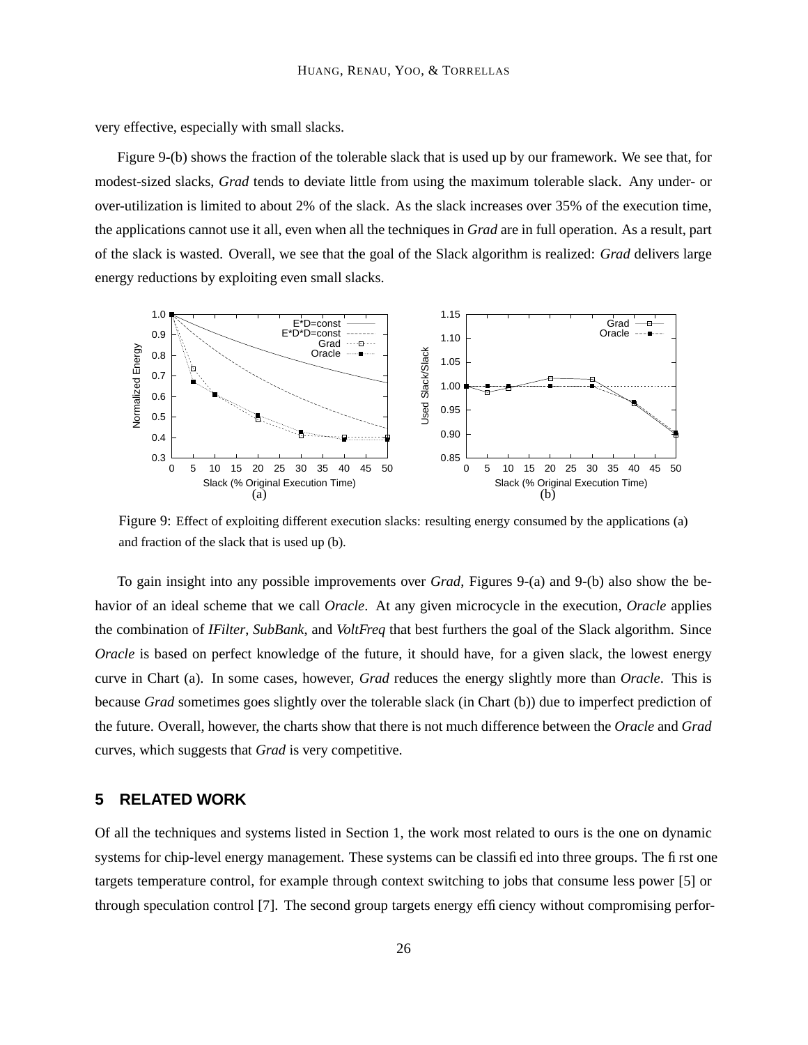very effective, especially with small slacks.

Figure 9-(b) shows the fraction of the tolerable slack that is used up by our framework. We see that, for modest-sized slacks, *Grad* tends to deviate little from using the maximum tolerable slack. Any under- or over-utilization is limited to about 2% of the slack. As the slack increases over 35% of the execution time, the applications cannot use it all, even when all the techniques in *Grad* are in full operation. As a result, part of the slack is wasted. Overall, we see that the goal of the Slack algorithm is realized: *Grad* delivers large energy reductions by exploiting even small slacks.

Figure 9: Effect of exploiting different execution slacks: resulting energy consumed by the applications (a) and fraction of the slack that is used up (b).

To gain insight into any possible improvements over *Grad*, Figures 9-(a) and 9-(b) also show the behavior of an ideal scheme that we call *Oracle*. At any given microcycle in the execution, *Oracle* applies the combination of *IFilter*, *SubBank*, and *VoltFreq* that best furthers the goal of the Slack algorithm. Since *Oracle* is based on perfect knowledge of the future, it should have, for a given slack, the lowest energy curve in Chart (a). In some cases, however, *Grad* reduces the energy slightly more than *Oracle*. This is because *Grad* sometimes goes slightly over the tolerable slack (in Chart (b)) due to imperfect prediction of the future. Overall, however, the charts show that there is not much difference between the *Oracle* and *Grad* curves, which suggests that *Grad* is very competitive.

## 5 RELATED WORK

Of all the techniques and systems listed in Section 1, the work most related to ours is the one on dynamic systems for chip-level energy management. These systems can be classified into three groups. The first one targets temperature control, for example through context switching to jobs that consume less power [5] or through speculation control [7]. The second group targets energy efficiency without compromising perfor-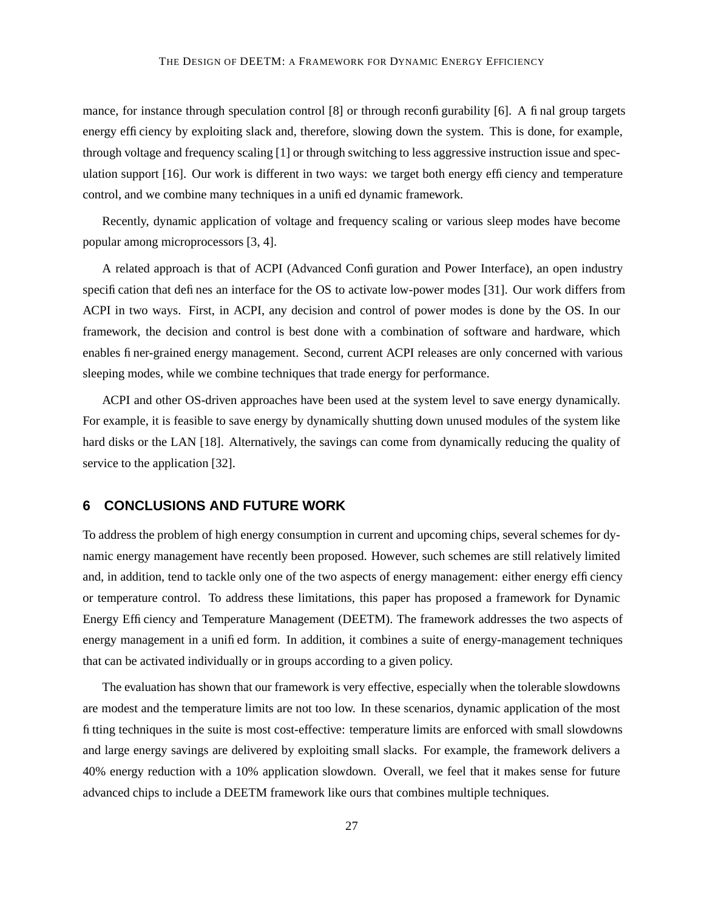mance, for instance through speculation control [8] or through reconfigurability [6]. A final group targets energy efficiency by exploiting slack and, therefore, slowing down the system. This is done, for example, through voltage and frequency scaling [1] or through switching to less aggressive instruction issue and speculation support [16]. Our work is different in two ways: we target both energy efficiency and temperature control, and we combine many techniques in a unified dynamic framework.

Recently, dynamic application of voltage and frequency scaling or various sleep modes have become popular among microprocessors [3, 4].

A related approach is that of ACPI (Advanced Configuration and Power Interface), an open industry specification that defines an interface for the OS to activate low-power modes [31]. Our work differs from ACPI in two ways. First, in ACPI, any decision and control of power modes is done by the OS. In our framework, the decision and control is best done with a combination of software and hardware, which enables finer-grained energy management. Second, current ACPI releases are only concerned with various sleeping modes, while we combine techniques that trade energy for performance.

ACPI and other OS-driven approaches have been used at the system level to save energy dynamically. For example, it is feasible to save energy by dynamically shutting down unused modules of the system like hard disks or the LAN [18]. Alternatively, the savings can come from dynamically reducing the quality of service to the application [32].

## 6 CONCLUSIONS AND FUTURE WORK

To address the problem of high energy consumption in current and upcoming chips, several schemes for dynamic energy management have recently been proposed. However, such schemes are still relatively limited and, in addition, tend to tackle only one of the two aspects of energy management: either energy efficiency or temperature control. To address these limitations, this paper has proposed a framework for Dynamic Energy Efficiency and Temperature Management (DEETM). The framework addresses the two aspects of energy management in a unified form. In addition, it combines a suite of energy-management techniques that can be activated individually or in groups according to a given policy.

The evaluation has shown that our framework is very effective, especially when the tolerable slowdowns are modest and the temperature limits are not too low. In these scenarios, dynamic application of the most fitting techniques in the suite is most cost-effective: temperature limits are enforced with small slowdowns and large energy savings are delivered by exploiting small slacks. For example, the framework delivers a 40% energy reduction with a 10% application slowdown. Overall, we feel that it makes sense for future advanced chips to include a DEETM framework like ours that combines multiple techniques.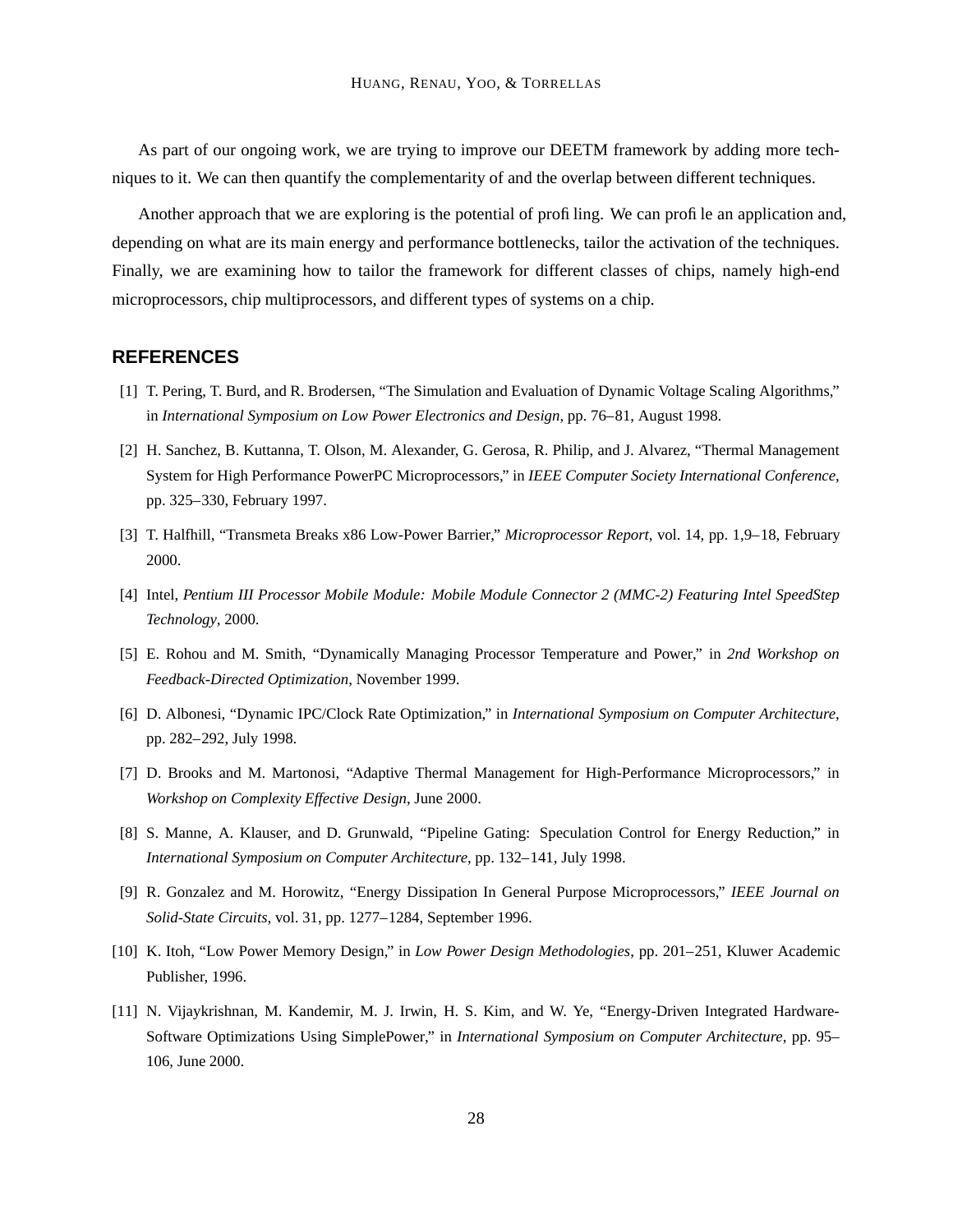As part of our ongoing work, we are trying to improve our DEETM framework by adding more techniques to it. We can then quantify the complementarity of and the overlap between different techniques.

Another approach that we are exploring is the potential of profiling. We can profile an application and, depending on what are its main energy and performance bottlenecks, tailor the activation of the techniques. Finally, we are examining how to tailor the framework for different classes of chips, namely high-end microprocessors, chip multiprocessors, and different types of systems on a chip.

## REFERENCES

[1] T. Pering, T. Burd, and R. Brodersen, "The Simulation and Evaluation of Dynamic Voltage Scaling Algorithms," in *International Symposium on Low Power Electronics and Design*, pp. 76–81, August 1998.

[2] H. Sanchez, B. Kuttanna, T. Olson, M. Alexander, G. Gerosa, R. Philip, and J. Alvarez, "Thermal Management System for High Performance PowerPC Microprocessors," in *IEEE Computer Society International Conference*, pp. 325–330, February 1997.

[3] T. Halfhill, "Transmeta Breaks x86 Low-Power Barrier," *Microprocessor Report*, vol. 14, pp. 1,9–18, February 2000.

[4] Intel, *Pentium III Processor Mobile Module: Mobile Module Connector 2 (MMC-2) Featuring Intel SpeedStep Technology*, 2000.

[5] E. Rohou and M. Smith, "Dynamically Managing Processor Temperature and Power," in *2nd Workshop on Feedback-Directed Optimization*, November 1999.

[6] D. Albonesi, "Dynamic IPC/Clock Rate Optimization," in *International Symposium on Computer Architecture*, pp. 282–292, July 1998.

[7] D. Brooks and M. Martonosi, "Adaptive Thermal Management for High-Performance Microprocessors," in *Workshop on Complexity Effective Design*, June 2000.

[8] S. Manne, A. Klauser, and D. Grunwald, "Pipeline Gating: Speculation Control for Energy Reduction," in *International Symposium on Computer Architecture*, pp. 132–141, July 1998.

[9] R. Gonzalez and M. Horowitz, "Energy Dissipation In General Purpose Microprocessors," *IEEE Journal on Solid-State Circuits*, vol. 31, pp. 1277–1284, September 1996.

[10] K. Itoh, "Low Power Memory Design," in *Low Power Design Methodologies*, pp. 201–251, Kluwer Academic Publisher, 1996.

[11] N. Vijaykrishnan, M. Kandemir, M. J. Irwin, H. S. Kim, and W. Ye, "Energy-Driven Integrated Hardware-Software Optimizations Using SimplePower," in *International Symposium on Computer Architecture*, pp. 95–106, June 2000.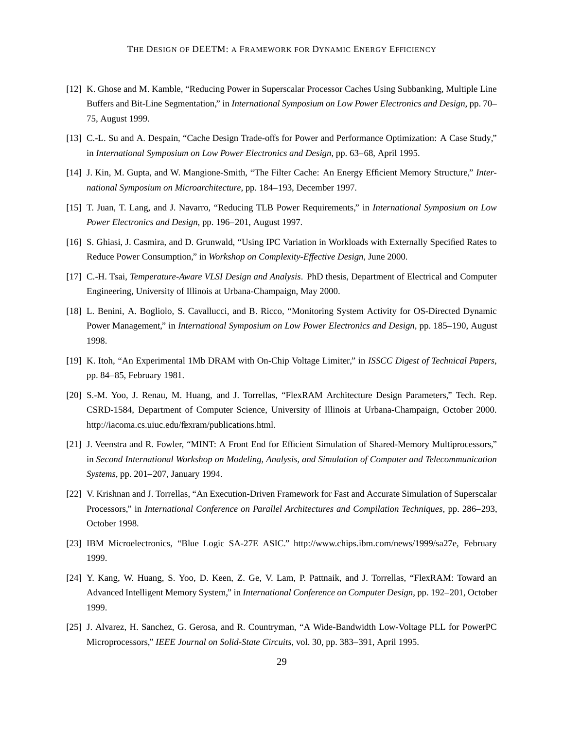[12] K. Ghose and M. Kamble, "Reducing Power in Superscalar Processor Caches Using Subbanking, Multiple Line Buffers and Bit-Line Segmentation," in *International Symposium on Low Power Electronics and Design*, pp. 70–75, August 1999.

[13] C.-L. Su and A. Despain, "Cache Design Trade-offs for Power and Performance Optimization: A Case Study," in *International Symposium on Low Power Electronics and Design*, pp. 63–68, April 1995.

[14] J. Kin, M. Gupta, and W. Mangione-Smith, "The Filter Cache: An Energy Efficient Memory Structure," *International Symposium on Microarchitecture*, pp. 184–193, December 1997.

[15] T. Juan, T. Lang, and J. Navarro, "Reducing TLB Power Requirements," in *International Symposium on Low Power Electronics and Design*, pp. 196–201, August 1997.

[16] S. Ghiasi, J. Casmira, and D. Grunwald, "Using IPC Variation in Workloads with Externally Specified Rates to Reduce Power Consumption," in *Workshop on Complexity-Effective Design*, June 2000.

[17] C.-H. Tsai, *Temperature-Aware VLSI Design and Analysis*. PhD thesis, Department of Electrical and Computer Engineering, University of Illinois at Urbana-Champaign, May 2000.

[18] L. Benini, A. Bogliolo, S. Cavallucci, and B. Ricco, "Monitoring System Activity for OS-Directed Dynamic Power Management," in *International Symposium on Low Power Electronics and Design*, pp. 185–190, August 1998.

[19] K. Itoh, "An Experimental 1Mb DRAM with On-Chip Voltage Limiter," in *ISSCC Digest of Technical Papers*, pp. 84–85, February 1981.

[20] S.-M. Yoo, J. Renau, M. Huang, and J. Torrellas, "FlexRAM Architecture Design Parameters," Tech. Rep. CSRD-1584, Department of Computer Science, University of Illinois at Urbana-Champaign, October 2000. http://iacoma.cs.uiuc.edu/flexram/publications.html.

[21] J. Veenstra and R. Fowler, "MINT: A Front End for Efficient Simulation of Shared-Memory Multiprocessors," in *Second International Workshop on Modeling, Analysis, and Simulation of Computer and Telecommunication Systems*, pp. 201–207, January 1994.

[22] V. Krishnan and J. Torrellas, "An Execution-Driven Framework for Fast and Accurate Simulation of Superscalar Processors," in *International Conference on Parallel Architectures and Compilation Techniques*, pp. 286–293, October 1998.

[23] IBM Microelectronics, "Blue Logic SA-27E ASIC." http://www.chips.ibm.com/news/1999/sa27e, February 1999.

[24] Y. Kang, W. Huang, S. Yoo, D. Keen, Z. Ge, V. Lam, P. Pattnaik, and J. Torrellas, "FlexRAM: Toward an Advanced Intelligent Memory System," in *International Conference on Computer Design*, pp. 192–201, October 1999.

[25] J. Alvarez, H. Sanchez, G. Gerosa, and R. Countryman, "A Wide-Bandwidth Low-Voltage PLL for PowerPC Microprocessors," *IEEE Journal on Solid-State Circuits*, vol. 30, pp. 383–391, April 1995.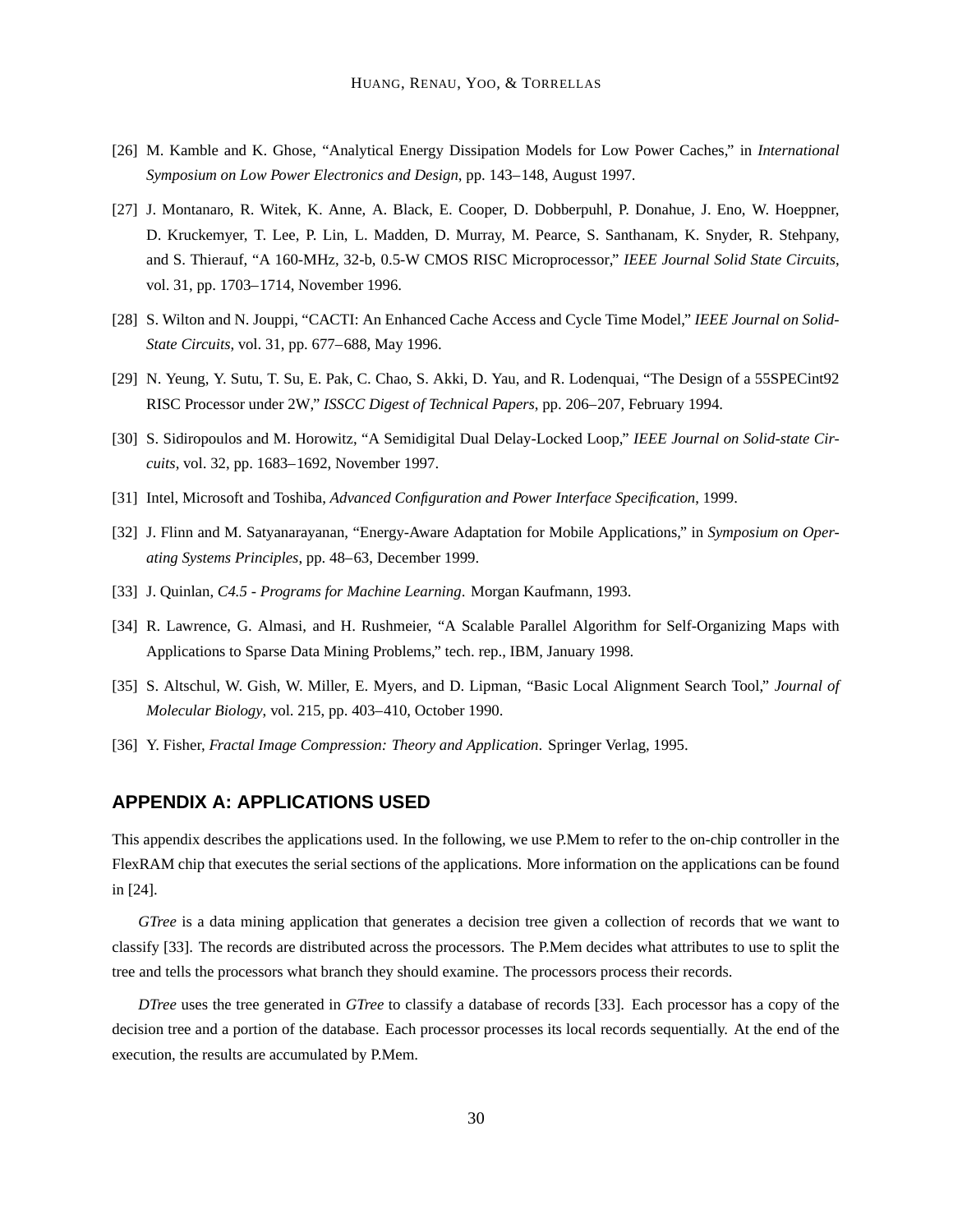[26] M. Kamble and K. Ghose, "Analytical Energy Dissipation Models for Low Power Caches," in *International Symposium on Low Power Electronics and Design*, pp. 143–148, August 1997.

[27] J. Montanaro, R. Witek, K. Anne, A. Black, E. Cooper, D. Dobberpuhl, P. Donahue, J. Eno, W. Hoeppner, D. Kruckemyer, T. Lee, P. Lin, L. Madden, D. Murray, M. Pearce, S. Santhanam, K. Snyder, R. Stehpany, and S. Thierauf, "A 160-MHz, 32-b, 0.5-W CMOS RISC Microprocessor," *IEEE Journal Solid State Circuits*, vol. 31, pp. 1703–1714, November 1996.

[28] S. Wilton and N. Jouppi, "CACTI: An Enhanced Cache Access and Cycle Time Model," *IEEE Journal on Solid-State Circuits*, vol. 31, pp. 677–688, May 1996.

[29] N. Yeung, Y. Sutu, T. Su, E. Pak, C. Chao, S. Akki, D. Yau, and R. Lodenquai, "The Design of a 55SPECint92 RISC Processor under 2W," *ISSCC Digest of Technical Papers*, pp. 206–207, February 1994.

[30] S. Sidiropoulos and M. Horowitz, "A Semidigital Dual Delay-Locked Loop," *IEEE Journal on Solid-state Circuits*, vol. 32, pp. 1683–1692, November 1997.

[31] Intel, Microsoft and Toshiba, *Advanced Configuration and Power Interface Specification*, 1999.

[32] J. Flinn and M. Satyanarayanan, "Energy-Aware Adaptation for Mobile Applications," in *Symposium on Operating Systems Principles*, pp. 48–63, December 1999.

[33] J. Quinlan, *C4.5 - Programs for Machine Learning*. Morgan Kaufmann, 1993.

[34] R. Lawrence, G. Almasi, and H. Rushmeier, "A Scalable Parallel Algorithm for Self-Organizing Maps with Applications to Sparse Data Mining Problems," tech. rep., IBM, January 1998.

[35] S. Altschul, W. Gish, W. Miller, E. Myers, and D. Lipman, "Basic Local Alignment Search Tool," *Journal of Molecular Biology*, vol. 215, pp. 403–410, October 1990.

[36] Y. Fisher, *Fractal Image Compression: Theory and Application*. Springer Verlag, 1995.

## APPENDIX A: APPLICATIONS USED

This appendix describes the applications used. In the following, we use P.Mem to refer to the on-chip controller in the FlexRAM chip that executes the serial sections of the applications. More information on the applications can be found in [24].

*GTree* is a data mining application that generates a decision tree given a collection of records that we want to classify [33]. The records are distributed across the processors. The P.Mem decides what attributes to use to split the tree and tells the processors what branch they should examine. The processors process their records.

*DTree* uses the tree generated in *GTree* to classify a database of records [33]. Each processor has a copy of the decision tree and a portion of the database. Each processor processes its local records sequentially. At the end of the execution, the results are accumulated by P.Mem.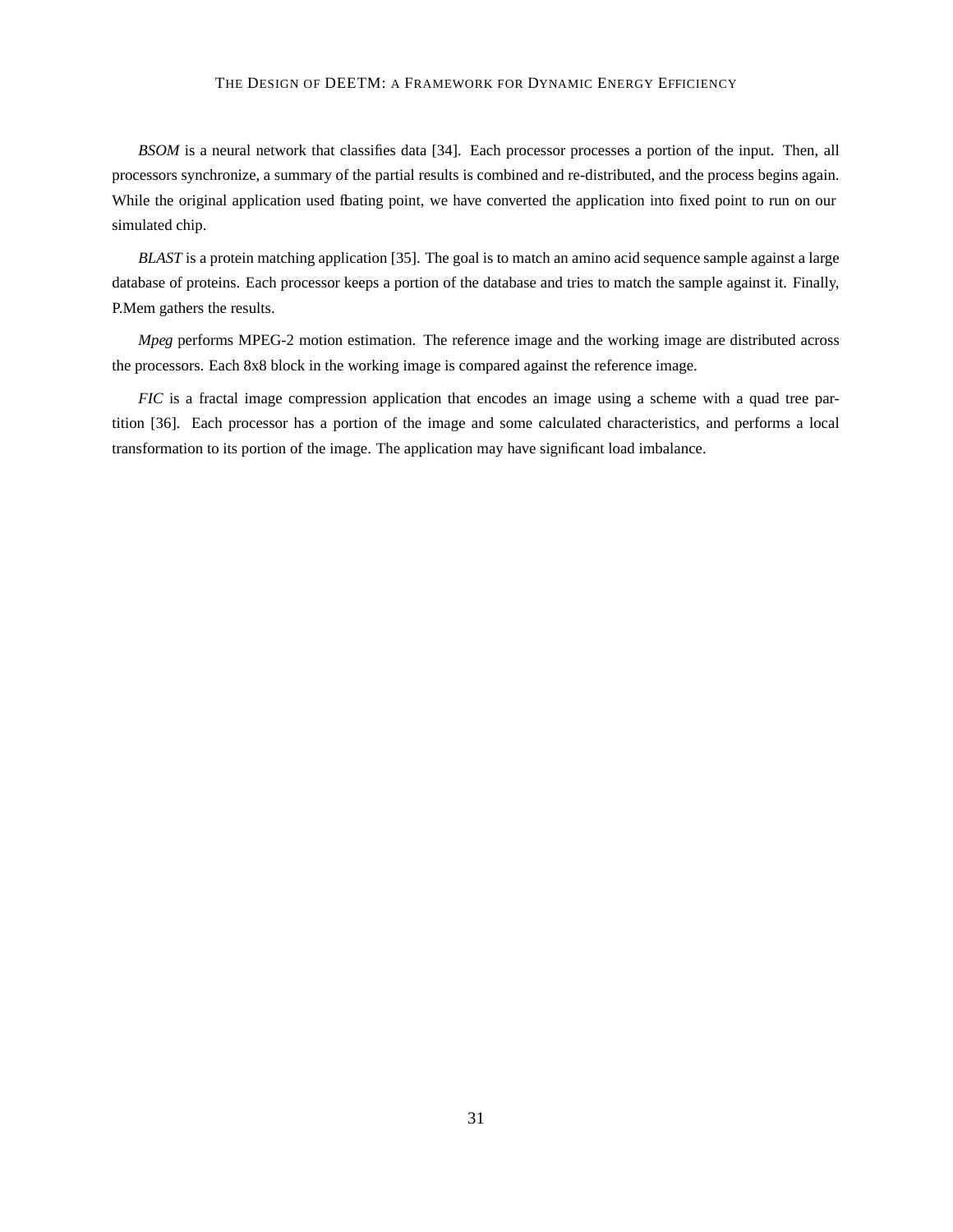*BSOM* is a neural network that classifies data [34]. Each processor processes a portion of the input. Then, all processors synchronize, a summary of the partial results is combined and re-distributed, and the process begins again. While the original application used floating point, we have converted the application into fixed point to run on our simulated chip.

*BLAST* is a protein matching application [35]. The goal is to match an amino acid sequence sample against a large database of proteins. Each processor keeps a portion of the database and tries to match the sample against it. Finally, P.Mem gathers the results.

*Mpeg* performs MPEG-2 motion estimation. The reference image and the working image are distributed across the processors. Each 8x8 block in the working image is compared against the reference image.

*FIC* is a fractal image compression application that encodes an image using a scheme with a quad tree partition [36]. Each processor has a portion of the image and some calculated characteristics, and performs a local transformation to its portion of the image. The application may have significant load imbalance.